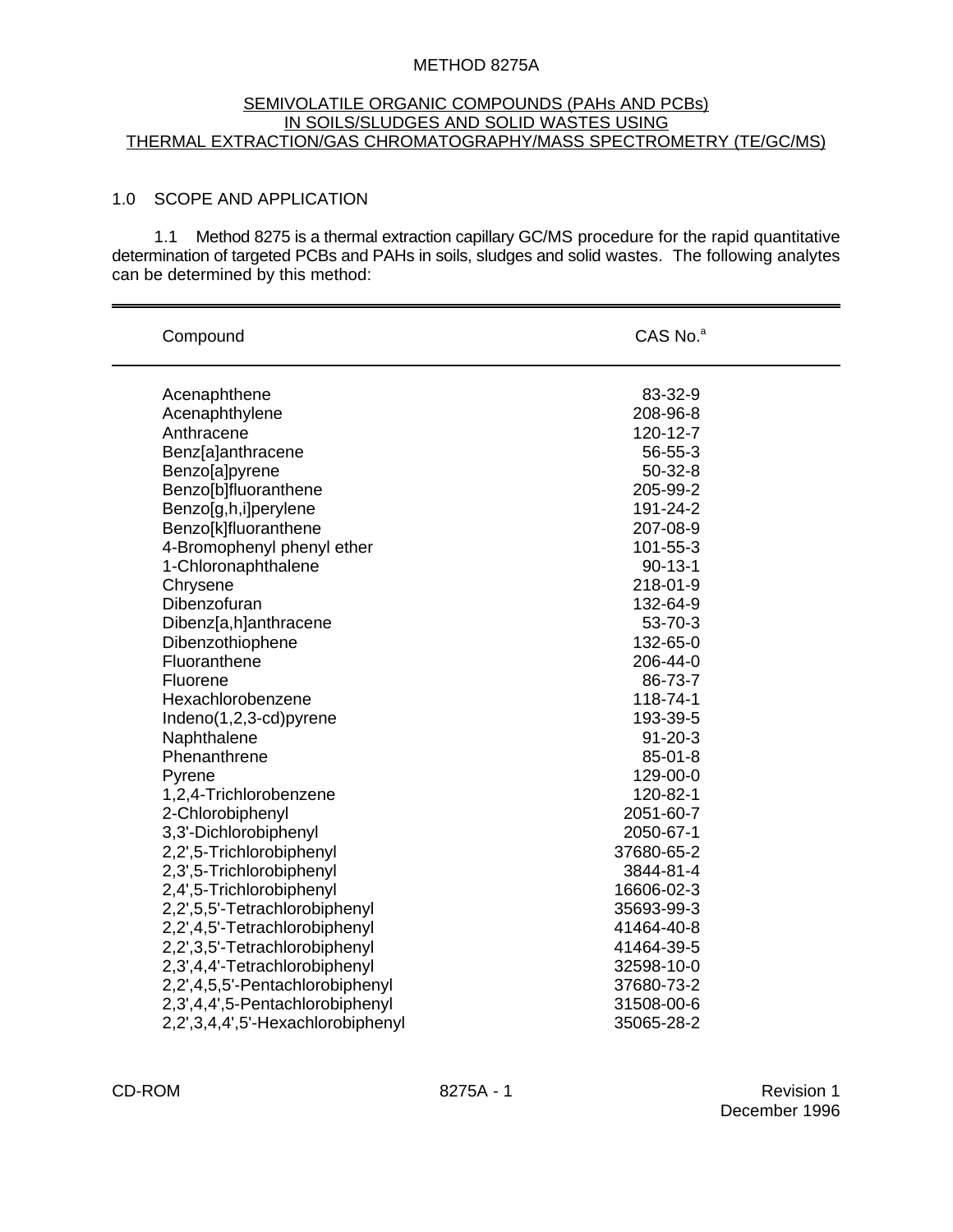# METHOD 8275A

## SEMIVOLATILE ORGANIC COMPOUNDS (PAHs AND PCBs) IN SOILS/SLUDGES AND SOLID WASTES USING THERMAL EXTRACTION/GAS CHROMATOGRAPHY/MASS SPECTROMETRY (TE/GC/MS)

### 1.0 SCOPE AND APPLICATION

1.1 Method 8275 is a thermal extraction capillary GC/MS procedure for the rapid quantitative determination of targeted PCBs and PAHs in soils, sludges and solid wastes. The following analytes can be determined by this method:

| Compound | CAS No.[a] |
|---|---|
| Acenaphthene | 83-32-9 |
| Acenaphthylene | 208-96-8 |
| Anthracene | 120-12-7 |
| Benz[a]anthracene | 56-55-3 |
| Benzo[a]pyrene | 50-32-8 |
| Benzo[b]fluoranthene | 205-99-2 |
| Benzo[g,h,i]perylene | 191-24-2 |
| Benzo[k]fluoranthene | 207-08-9 |
| 4-Bromophenyl phenyl ether | 101-55-3 |
| 1-Chloronaphthalene | 90-13-1 |
| Chrysene | 218-01-9 |
| Dibenzofuran | 132-64-9 |
| Dibenz[a,h]anthracene | 53-70-3 |
| Dibenzothiophene | 132-65-0 |
| Fluoranthene | 206-44-0 |
| Fluorene | 86-73-7 |
| Hexachlorobenzene | 118-74-1 |
| Indeno(1,2,3-cd)pyrene | 193-39-5 |
| Naphthalene | 91-20-3 |
| Phenanthrene | 85-01-8 |
| Pyrene | 129-00-0 |
| 1,2,4-Trichlorobenzene | 120-82-1 |
| 2-Chlorobiphenyl | 2051-60-7 |
| 3,3'-Dichlorobiphenyl | 2050-67-1 |
| 2,2',5-Trichlorobiphenyl | 37680-65-2 |
| 2,3',5-Trichlorobiphenyl | 3844-81-4 |
| 2,4',5-Trichlorobiphenyl | 16606-02-3 |
| 2,2',5,5'-Tetrachlorobiphenyl | 35693-99-3 |
| 2,2',4,5'-Tetrachlorobiphenyl | 41464-40-8 |
| 2,2',3,5'-Tetrachlorobiphenyl | 41464-39-5 |
| 2,3',4,4'-Tetrachlorobiphenyl | 32598-10-0 |
| 2,2',4,5,5'-Pentachlorobiphenyl | 37680-73-2 |
| 2,3',4,4',5-Pentachlorobiphenyl | 31508-00-6 |
| 2,2',3,4,4',5'-Hexachlorobiphenyl | 35065-28-2 |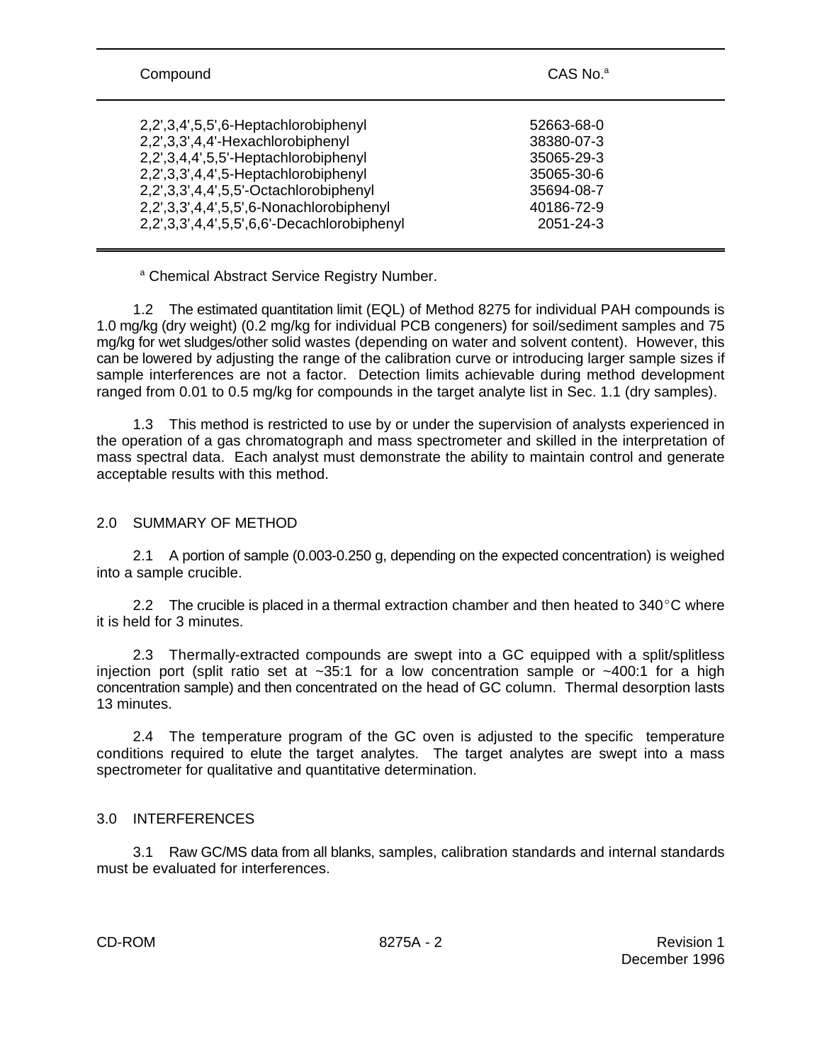| Compound | CAS No.[a] |
|---|---|
| 2,2',3,4',5,5',6-Heptachlorobiphenyl | 52663-68-0 |
| 2,2',3,3',4,4'-Hexachlorobiphenyl | 38380-07-3 |
| 2,2',3,4,4',5,5'-Heptachlorobiphenyl | 35065-29-3 |
| 2,2',3,3',4,4',5-Heptachlorobiphenyl | 35065-30-6 |
| 2,2',3,3',4,4',5,5'-Octachlorobiphenyl | 35694-08-7 |
| 2,2',3,3',4,4',5,5',6-Nonachlorobiphenyl | 40186-72-9 |
| 2,2',3,3',4,4',5,5',6,6'-Decachlorobiphenyl | 2051-24-3 |

[a] Chemical Abstract Service Registry Number.

1.2 The estimated quantitation limit (EQL) of Method 8275 for individual PAH compounds is 1.0 mg/kg (dry weight) (0.2 mg/kg for individual PCB congeners) for soil/sediment samples and 75 mg/kg for wet sludges/other solid wastes (depending on water and solvent content). However, this can be lowered by adjusting the range of the calibration curve or introducing larger sample sizes if sample interferences are not a factor. Detection limits achievable during method development ranged from 0.01 to 0.5 mg/kg for compounds in the target analyte list in Sec. 1.1 (dry samples).

1.3 This method is restricted to use by or under the supervision of analysts experienced in the operation of a gas chromatograph and mass spectrometer and skilled in the interpretation of mass spectral data. Each analyst must demonstrate the ability to maintain control and generate acceptable results with this method.

## 2.0 SUMMARY OF METHOD

2.1 A portion of sample (0.003-0.250 g, depending on the expected concentration) is weighed into a sample crucible.

2.2 The crucible is placed in a thermal extraction chamber and then heated to 340°C where it is held for 3 minutes.

2.3 Thermally-extracted compounds are swept into a GC equipped with a split/splitless injection port (split ratio set at ~35:1 for a low concentration sample or ~400:1 for a high concentration sample) and then concentrated on the head of GC column. Thermal desorption lasts 13 minutes.

2.4 The temperature program of the GC oven is adjusted to the specific temperature conditions required to elute the target analytes. The target analytes are swept into a mass spectrometer for qualitative and quantitative determination.

## 3.0 INTERFERENCES

3.1 Raw GC/MS data from all blanks, samples, calibration standards and internal standards must be evaluated for interferences.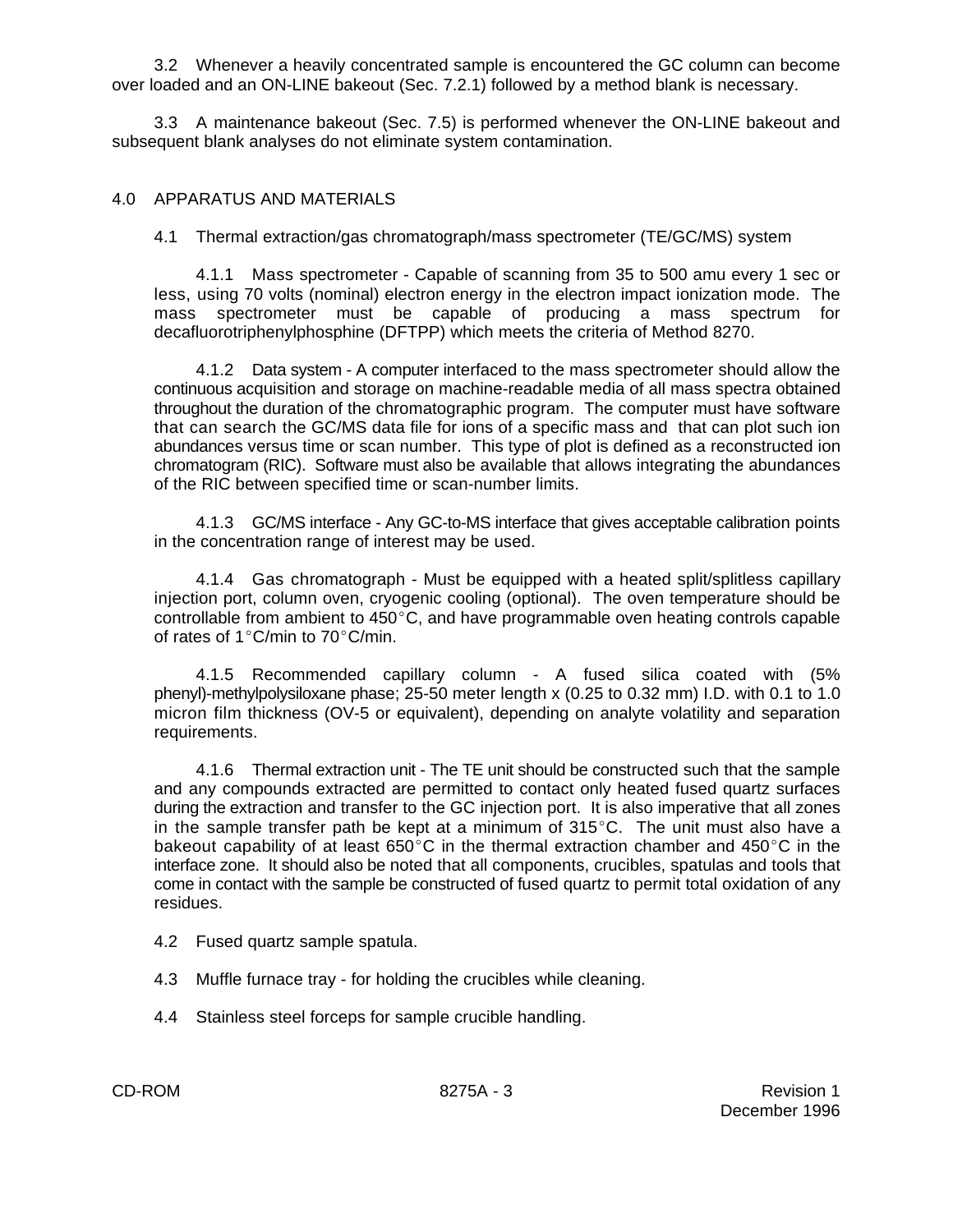3.2 Whenever a heavily concentrated sample is encountered the GC column can become over loaded and an ON-LINE bakeout (Sec. 7.2.1) followed by a method blank is necessary.

3.3 A maintenance bakeout (Sec. 7.5) is performed whenever the ON-LINE bakeout and subsequent blank analyses do not eliminate system contamination.

## 4.0 APPARATUS AND MATERIALS

4.1 Thermal extraction/gas chromatograph/mass spectrometer (TE/GC/MS) system

4.1.1 Mass spectrometer - Capable of scanning from 35 to 500 amu every 1 sec or less, using 70 volts (nominal) electron energy in the electron impact ionization mode. The mass spectrometer must be capable of producing a mass spectrum for decafluorotriphenylphosphine (DFTPP) which meets the criteria of Method 8270.

4.1.2 Data system - A computer interfaced to the mass spectrometer should allow the continuous acquisition and storage on machine-readable media of all mass spectra obtained throughout the duration of the chromatographic program. The computer must have software that can search the GC/MS data file for ions of a specific mass and that can plot such ion abundances versus time or scan number. This type of plot is defined as a reconstructed ion chromatogram (RIC). Software must also be available that allows integrating the abundances of the RIC between specified time or scan-number limits.

4.1.3 GC/MS interface - Any GC-to-MS interface that gives acceptable calibration points in the concentration range of interest may be used.

4.1.4 Gas chromatograph - Must be equipped with a heated split/splitless capillary injection port, column oven, cryogenic cooling (optional). The oven temperature should be controllable from ambient to 450°C, and have programmable oven heating controls capable of rates of 1°C/min to 70°C/min.

4.1.5 Recommended capillary column - A fused silica coated with (5% phenyl)-methylpolysiloxane phase; 25-50 meter length x (0.25 to 0.32 mm) I.D. with 0.1 to 1.0 micron film thickness (OV-5 or equivalent), depending on analyte volatility and separation requirements.

4.1.6 Thermal extraction unit - The TE unit should be constructed such that the sample and any compounds extracted are permitted to contact only heated fused quartz surfaces during the extraction and transfer to the GC injection port. It is also imperative that all zones in the sample transfer path be kept at a minimum of 315°C. The unit must also have a bakeout capability of at least 650°C in the thermal extraction chamber and 450°C in the interface zone. It should also be noted that all components, crucibles, spatulas and tools that come in contact with the sample be constructed of fused quartz to permit total oxidation of any residues.

4.2 Fused quartz sample spatula.

4.3 Muffle furnace tray - for holding the crucibles while cleaning.

4.4 Stainless steel forceps for sample crucible handling.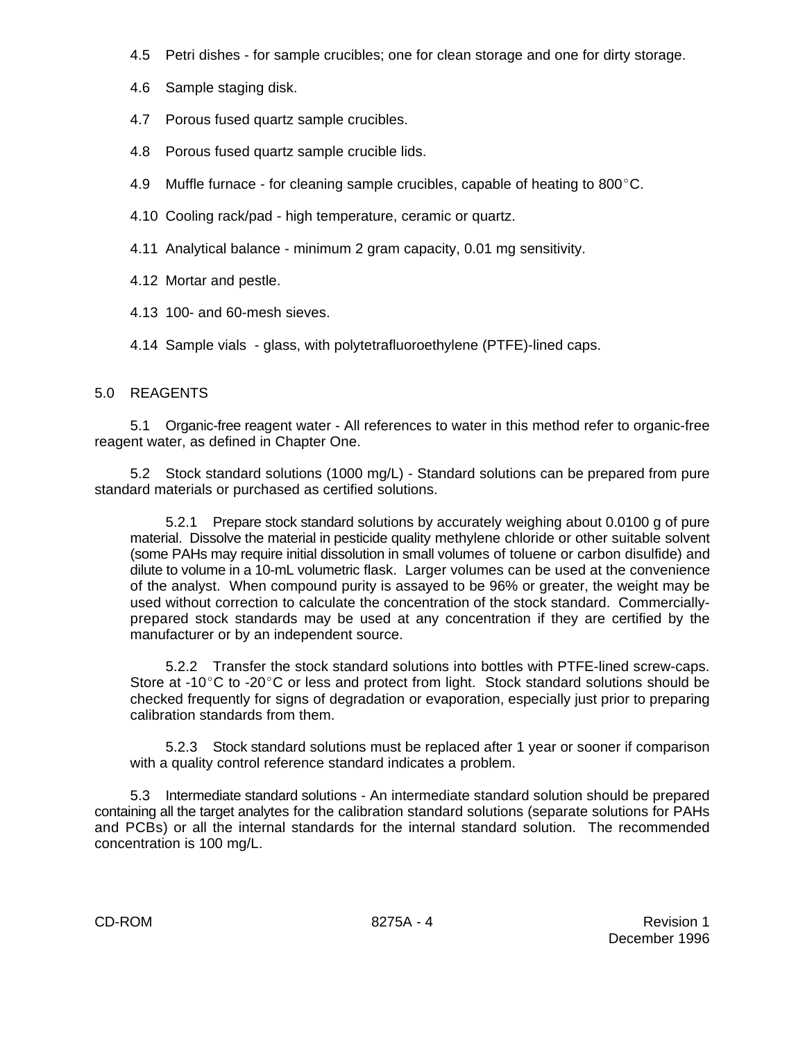4.5 Petri dishes - for sample crucibles; one for clean storage and one for dirty storage.

4.6 Sample staging disk.

4.7 Porous fused quartz sample crucibles.

4.8 Porous fused quartz sample crucible lids.

4.9 Muffle furnace - for cleaning sample crucibles, capable of heating to 800°C.

4.10 Cooling rack/pad - high temperature, ceramic or quartz.

4.11 Analytical balance - minimum 2 gram capacity, 0.01 mg sensitivity.

4.12 Mortar and pestle.

4.13 100- and 60-mesh sieves.

4.14 Sample vials - glass, with polytetrafluoroethylene (PTFE)-lined caps.

## 5.0 REAGENTS

5.1 Organic-free reagent water - All references to water in this method refer to organic-free reagent water, as defined in Chapter One.

5.2 Stock standard solutions (1000 mg/L) - Standard solutions can be prepared from pure standard materials or purchased as certified solutions.

5.2.1 Prepare stock standard solutions by accurately weighing about 0.0100 g of pure material. Dissolve the material in pesticide quality methylene chloride or other suitable solvent (some PAHs may require initial dissolution in small volumes of toluene or carbon disulfide) and dilute to volume in a 10-mL volumetric flask. Larger volumes can be used at the convenience of the analyst. When compound purity is assayed to be 96% or greater, the weight may be used without correction to calculate the concentration of the stock standard. Commercially-prepared stock standards may be used at any concentration if they are certified by the manufacturer or by an independent source.

5.2.2 Transfer the stock standard solutions into bottles with PTFE-lined screw-caps. Store at -10°C to -20°C or less and protect from light. Stock standard solutions should be checked frequently for signs of degradation or evaporation, especially just prior to preparing calibration standards from them.

5.2.3 Stock standard solutions must be replaced after 1 year or sooner if comparison with a quality control reference standard indicates a problem.

5.3 Intermediate standard solutions - An intermediate standard solution should be prepared containing all the target analytes for the calibration standard solutions (separate solutions for PAHs and PCBs) or all the internal standards for the internal standard solution. The recommended concentration is 100 mg/L.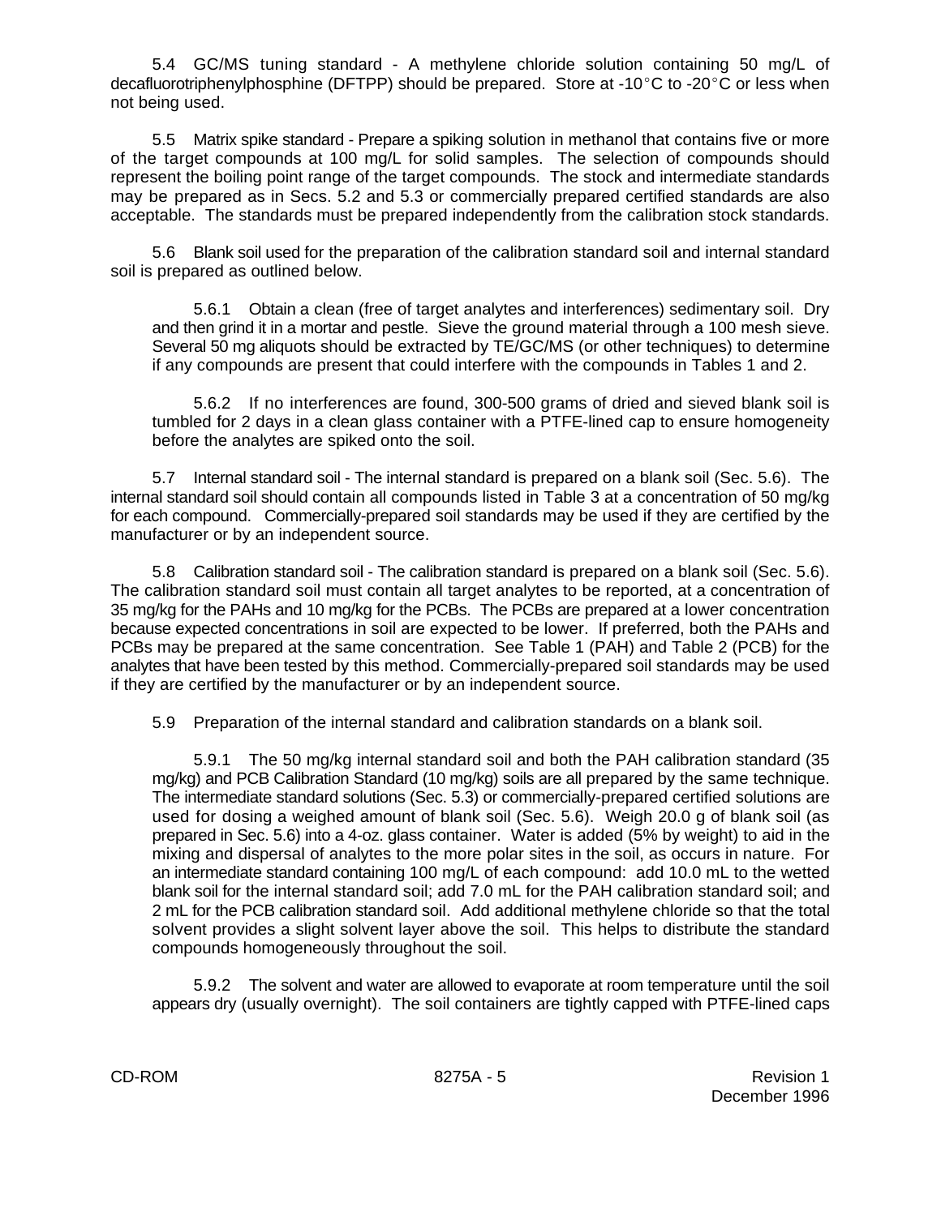5.4 GC/MS tuning standard - A methylene chloride solution containing 50 mg/L of decafluorotriphenylphosphine (DFTPP) should be prepared. Store at -10°C to -20°C or less when not being used.

5.5 Matrix spike standard - Prepare a spiking solution in methanol that contains five or more of the target compounds at 100 mg/L for solid samples. The selection of compounds should represent the boiling point range of the target compounds. The stock and intermediate standards may be prepared as in Secs. 5.2 and 5.3 or commercially prepared certified standards are also acceptable. The standards must be prepared independently from the calibration stock standards.

5.6 Blank soil used for the preparation of the calibration standard soil and internal standard soil is prepared as outlined below.

5.6.1 Obtain a clean (free of target analytes and interferences) sedimentary soil. Dry and then grind it in a mortar and pestle. Sieve the ground material through a 100 mesh sieve. Several 50 mg aliquots should be extracted by TE/GC/MS (or other techniques) to determine if any compounds are present that could interfere with the compounds in Tables 1 and 2.

5.6.2 If no interferences are found, 300-500 grams of dried and sieved blank soil is tumbled for 2 days in a clean glass container with a PTFE-lined cap to ensure homogeneity before the analytes are spiked onto the soil.

5.7 Internal standard soil - The internal standard is prepared on a blank soil (Sec. 5.6). The internal standard soil should contain all compounds listed in Table 3 at a concentration of 50 mg/kg for each compound. Commercially-prepared soil standards may be used if they are certified by the manufacturer or by an independent source.

5.8 Calibration standard soil - The calibration standard is prepared on a blank soil (Sec. 5.6). The calibration standard soil must contain all target analytes to be reported, at a concentration of 35 mg/kg for the PAHs and 10 mg/kg for the PCBs. The PCBs are prepared at a lower concentration because expected concentrations in soil are expected to be lower. If preferred, both the PAHs and PCBs may be prepared at the same concentration. See Table 1 (PAH) and Table 2 (PCB) for the analytes that have been tested by this method. Commercially-prepared soil standards may be used if they are certified by the manufacturer or by an independent source.

5.9 Preparation of the internal standard and calibration standards on a blank soil.

5.9.1 The 50 mg/kg internal standard soil and both the PAH calibration standard (35 mg/kg) and PCB Calibration Standard (10 mg/kg) soils are all prepared by the same technique. The intermediate standard solutions (Sec. 5.3) or commercially-prepared certified solutions are used for dosing a weighed amount of blank soil (Sec. 5.6). Weigh 20.0 g of blank soil (as prepared in Sec. 5.6) into a 4-oz. glass container. Water is added (5% by weight) to aid in the mixing and dispersal of analytes to the more polar sites in the soil, as occurs in nature. For an intermediate standard containing 100 mg/L of each compound: add 10.0 mL to the wetted blank soil for the internal standard soil; add 7.0 mL for the PAH calibration standard soil; and 2 mL for the PCB calibration standard soil. Add additional methylene chloride so that the total solvent provides a slight solvent layer above the soil. This helps to distribute the standard compounds homogeneously throughout the soil.

5.9.2 The solvent and water are allowed to evaporate at room temperature until the soil appears dry (usually overnight). The soil containers are tightly capped with PTFE-lined caps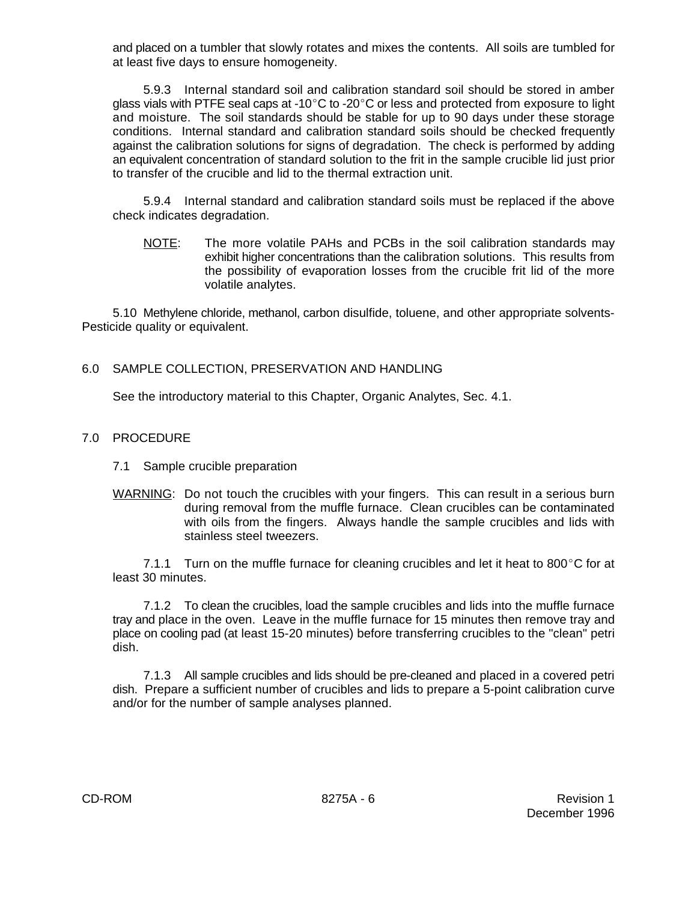and placed on a tumbler that slowly rotates and mixes the contents. All soils are tumbled for at least five days to ensure homogeneity.

5.9.3 Internal standard soil and calibration standard soil should be stored in amber glass vials with PTFE seal caps at -10°C to -20°C or less and protected from exposure to light and moisture. The soil standards should be stable for up to 90 days under these storage conditions. Internal standard and calibration standard soils should be checked frequently against the calibration solutions for signs of degradation. The check is performed by adding an equivalent concentration of standard solution to the frit in the sample crucible lid just prior to transfer of the crucible and lid to the thermal extraction unit.

5.9.4 Internal standard and calibration standard soils must be replaced if the above check indicates degradation.

NOTE: The more volatile PAHs and PCBs in the soil calibration standards may exhibit higher concentrations than the calibration solutions. This results from the possibility of evaporation losses from the crucible frit lid of the more volatile analytes.

5.10 Methylene chloride, methanol, carbon disulfide, toluene, and other appropriate solvents- Pesticide quality or equivalent.

## 6.0 SAMPLE COLLECTION, PRESERVATION AND HANDLING

See the introductory material to this Chapter, Organic Analytes, Sec. 4.1.

## 7.0 PROCEDURE

### 7.1 Sample crucible preparation

WARNING: Do not touch the crucibles with your fingers. This can result in a serious burn during removal from the muffle furnace. Clean crucibles can be contaminated with oils from the fingers. Always handle the sample crucibles and lids with stainless steel tweezers.

7.1.1 Turn on the muffle furnace for cleaning crucibles and let it heat to 800°C for at least 30 minutes.

7.1.2 To clean the crucibles, load the sample crucibles and lids into the muffle furnace tray and place in the oven. Leave in the muffle furnace for 15 minutes then remove tray and place on cooling pad (at least 15-20 minutes) before transferring crucibles to the "clean" petri dish.

7.1.3 All sample crucibles and lids should be pre-cleaned and placed in a covered petri dish. Prepare a sufficient number of crucibles and lids to prepare a 5-point calibration curve and/or for the number of sample analyses planned.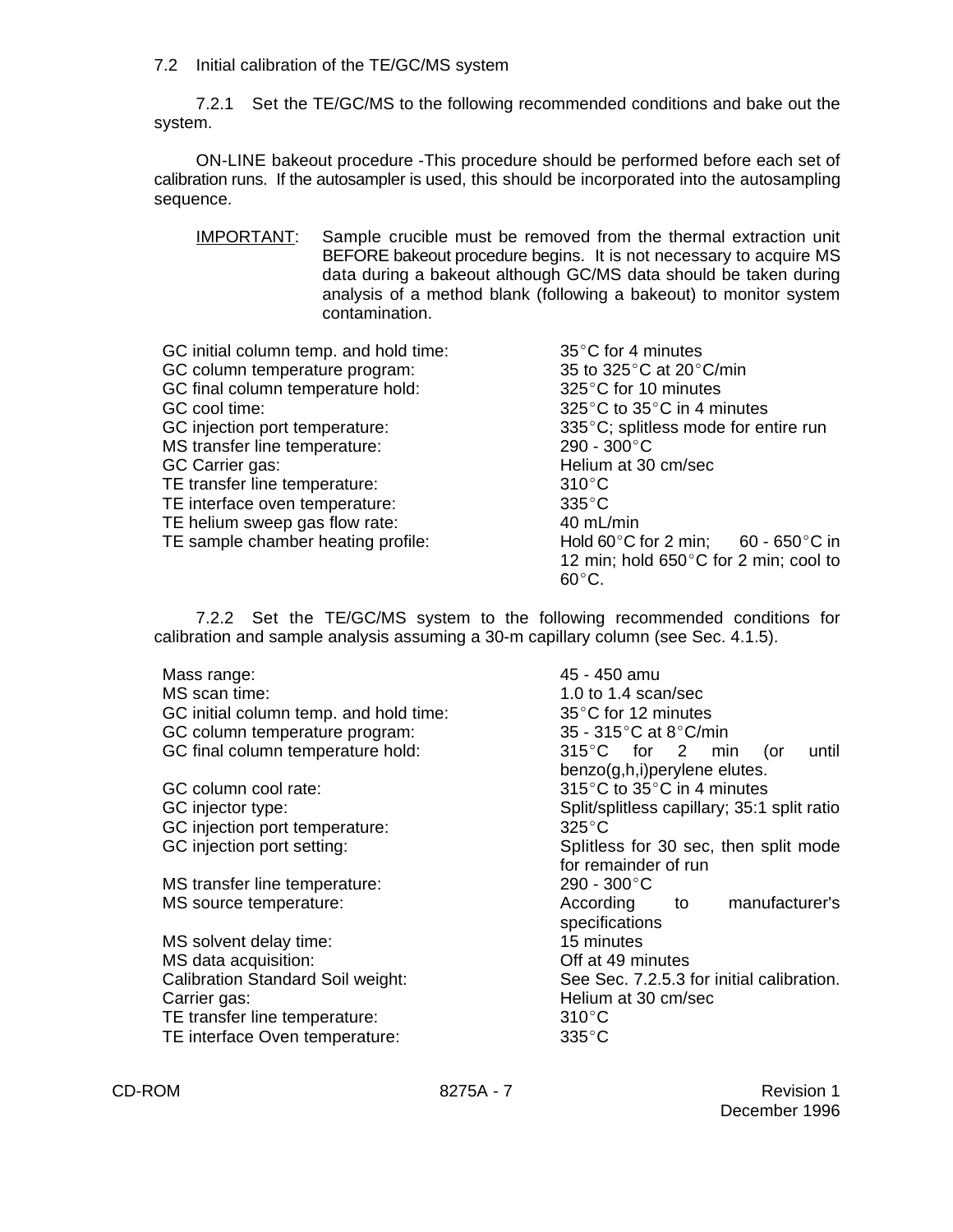7.2 Initial calibration of the TE/GC/MS system

7.2.1 Set the TE/GC/MS to the following recommended conditions and bake out the system.

ON-LINE bakeout procedure -This procedure should be performed before each set of calibration runs. If the autosampler is used, this should be incorporated into the autosampling sequence.

<u>IMPORTANT</u>: Sample crucible must be removed from the thermal extraction unit BEFORE bakeout procedure begins. It is not necessary to acquire MS data during a bakeout although GC/MS data should be taken during analysis of a method blank (following a bakeout) to monitor system contamination.

| | |
|---|---|
| GC initial column temp. and hold time: | 35°C for 4 minutes |
| GC column temperature program: | 35 to 325°C at 20°C/min |
| GC final column temperature hold: | 325°C for 10 minutes |
| GC cool time: | 325°C to 35°C in 4 minutes |
| GC injection port temperature: | 335°C; splitless mode for entire run |
| MS transfer line temperature: | 290 - 300°C |
| GC Carrier gas: | Helium at 30 cm/sec |
| TE transfer line temperature: | 310°C |
| TE interface oven temperature: | 335°C |
| TE helium sweep gas flow rate: | 40 mL/min |
| TE sample chamber heating profile: | Hold 60°C for 2 min; 60 - 650°C in 12 min; hold 650°C for 2 min; cool to 60°C. |

7.2.2 Set the TE/GC/MS system to the following recommended conditions for calibration and sample analysis assuming a 30-m capillary column (see Sec. 4.1.5).

| | |
|---|---|
| Mass range: | 45 - 450 amu |
| MS scan time: | 1.0 to 1.4 scan/sec |
| GC initial column temp. and hold time: | 35°C for 12 minutes |
| GC column temperature program: | 35 - 315°C at 8°C/min |
| GC final column temperature hold: | 315°C for 2 min (or until benzo(g,h,i)perylene elutes. |
| GC column cool rate: | 315°C to 35°C in 4 minutes |
| GC injector type: | Split/splitless capillary; 35:1 split ratio |
| GC injection port temperature: | 325°C |
| GC injection port setting: | Splitless for 30 sec, then split mode for remainder of run |
| MS transfer line temperature: | 290 - 300°C |
| MS source temperature: | According to manufacturer's specifications |
| MS solvent delay time: | 15 minutes |
| MS data acquisition: | Off at 49 minutes |
| Calibration Standard Soil weight: | See Sec. 7.2.5.3 for initial calibration. |
| Carrier gas: | Helium at 30 cm/sec |
| TE transfer line temperature: | 310°C |
| TE interface Oven temperature: | 335°C |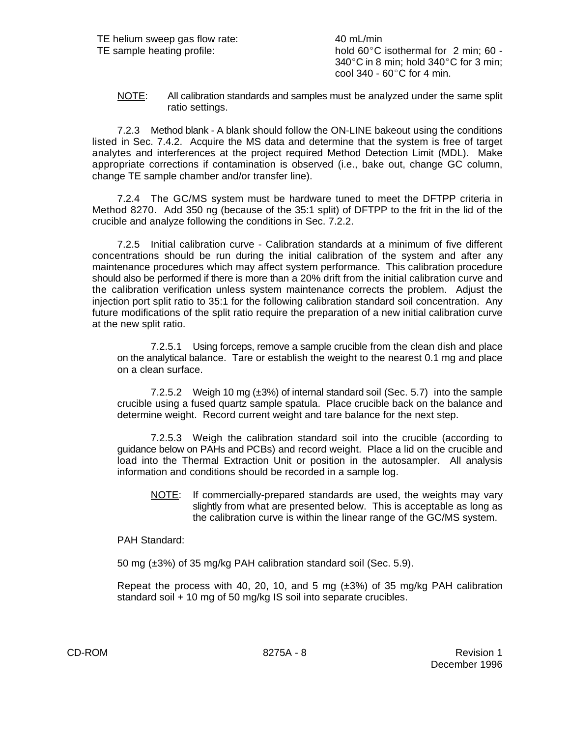TE helium sweep gas flow rate: 40 mL/min

TE sample heating profile: hold 60°C isothermal for 2 min; 60 - 340°C in 8 min; hold 340°C for 3 min; cool 340 - 60°C for 4 min.

NOTE: All calibration standards and samples must be analyzed under the same split ratio settings.

7.2.3 Method blank - A blank should follow the ON-LINE bakeout using the conditions listed in Sec. 7.4.2. Acquire the MS data and determine that the system is free of target analytes and interferences at the project required Method Detection Limit (MDL). Make appropriate corrections if contamination is observed (i.e., bake out, change GC column, change TE sample chamber and/or transfer line).

7.2.4 The GC/MS system must be hardware tuned to meet the DFTPP criteria in Method 8270. Add 350 ng (because of the 35:1 split) of DFTPP to the frit in the lid of the crucible and analyze following the conditions in Sec. 7.2.2.

7.2.5 Initial calibration curve - Calibration standards at a minimum of five different concentrations should be run during the initial calibration of the system and after any maintenance procedures which may affect system performance. This calibration procedure should also be performed if there is more than a 20% drift from the initial calibration curve and the calibration verification unless system maintenance corrects the problem. Adjust the injection port split ratio to 35:1 for the following calibration standard soil concentration. Any future modifications of the split ratio require the preparation of a new initial calibration curve at the new split ratio.

7.2.5.1 Using forceps, remove a sample crucible from the clean dish and place on the analytical balance. Tare or establish the weight to the nearest 0.1 mg and place on a clean surface.

7.2.5.2 Weigh 10 mg (±3%) of internal standard soil (Sec. 5.7) into the sample crucible using a fused quartz sample spatula. Place crucible back on the balance and determine weight. Record current weight and tare balance for the next step.

7.2.5.3 Weigh the calibration standard soil into the crucible (according to guidance below on PAHs and PCBs) and record weight. Place a lid on the crucible and load into the Thermal Extraction Unit or position in the autosampler. All analysis information and conditions should be recorded in a sample log.

NOTE: If commercially-prepared standards are used, the weights may vary slightly from what are presented below. This is acceptable as long as the calibration curve is within the linear range of the GC/MS system.

PAH Standard:

50 mg (±3%) of 35 mg/kg PAH calibration standard soil (Sec. 5.9).

Repeat the process with 40, 20, 10, and 5 mg (±3%) of 35 mg/kg PAH calibration standard soil + 10 mg of 50 mg/kg IS soil into separate crucibles.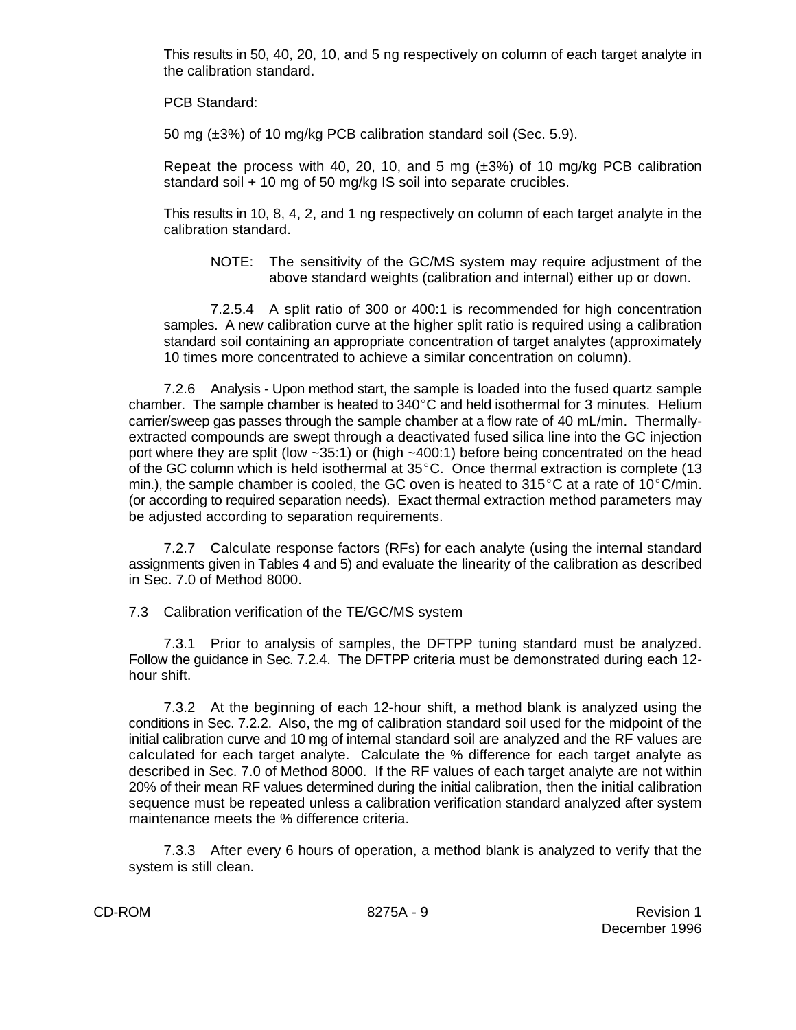This results in 50, 40, 20, 10, and 5 ng respectively on column of each target analyte in the calibration standard.

PCB Standard:

50 mg (±3%) of 10 mg/kg PCB calibration standard soil (Sec. 5.9).

Repeat the process with 40, 20, 10, and 5 mg (±3%) of 10 mg/kg PCB calibration standard soil + 10 mg of 50 mg/kg IS soil into separate crucibles.

This results in 10, 8, 4, 2, and 1 ng respectively on column of each target analyte in the calibration standard.

> NOTE: The sensitivity of the GC/MS system may require adjustment of the above standard weights (calibration and internal) either up or down.

7.2.5.4 A split ratio of 300 or 400:1 is recommended for high concentration samples. A new calibration curve at the higher split ratio is required using a calibration standard soil containing an appropriate concentration of target analytes (approximately 10 times more concentrated to achieve a similar concentration on column).

7.2.6 Analysis - Upon method start, the sample is loaded into the fused quartz sample chamber. The sample chamber is heated to 340°C and held isothermal for 3 minutes. Helium carrier/sweep gas passes through the sample chamber at a flow rate of 40 mL/min. Thermally-extracted compounds are swept through a deactivated fused silica line into the GC injection port where they are split (low ~35:1) or (high ~400:1) before being concentrated on the head of the GC column which is held isothermal at 35°C. Once thermal extraction is complete (13 min.), the sample chamber is cooled, the GC oven is heated to 315°C at a rate of 10°C/min. (or according to required separation needs). Exact thermal extraction method parameters may be adjusted according to separation requirements.

7.2.7 Calculate response factors (RFs) for each analyte (using the internal standard assignments given in Tables 4 and 5) and evaluate the linearity of the calibration as described in Sec. 7.0 of Method 8000.

7.3 Calibration verification of the TE/GC/MS system

7.3.1 Prior to analysis of samples, the DFTPP tuning standard must be analyzed. Follow the guidance in Sec. 7.2.4. The DFTPP criteria must be demonstrated during each 12-hour shift.

7.3.2 At the beginning of each 12-hour shift, a method blank is analyzed using the conditions in Sec. 7.2.2. Also, the mg of calibration standard soil used for the midpoint of the initial calibration curve and 10 mg of internal standard soil are analyzed and the RF values are calculated for each target analyte. Calculate the % difference for each target analyte as described in Sec. 7.0 of Method 8000. If the RF values of each target analyte are not within 20% of their mean RF values determined during the initial calibration, then the initial calibration sequence must be repeated unless a calibration verification standard analyzed after system maintenance meets the % difference criteria.

7.3.3 After every 6 hours of operation, a method blank is analyzed to verify that the system is still clean.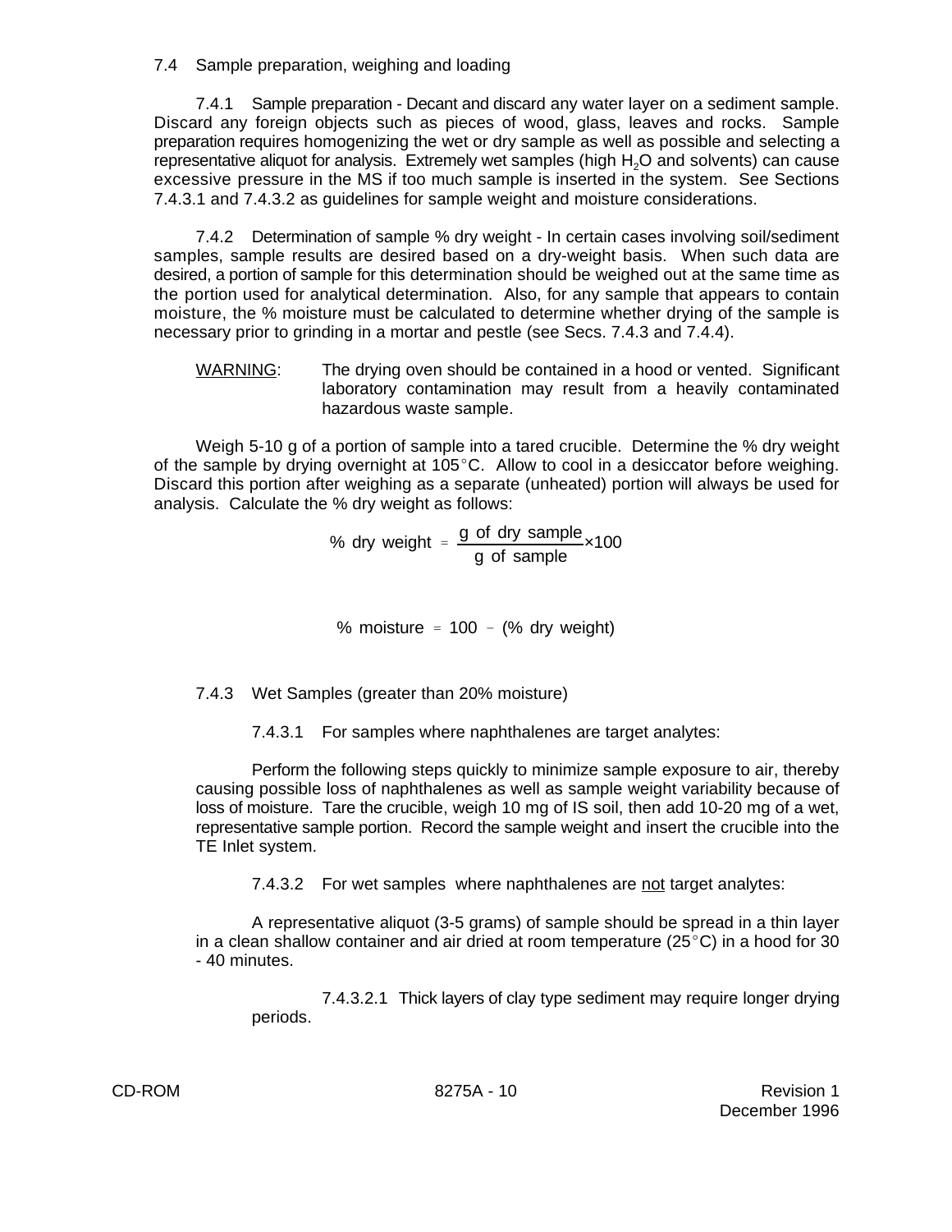7.4 Sample preparation, weighing and loading

7.4.1 Sample preparation - Decant and discard any water layer on a sediment sample. Discard any foreign objects such as pieces of wood, glass, leaves and rocks. Sample preparation requires homogenizing the wet or dry sample as well as possible and selecting a representative aliquot for analysis. Extremely wet samples (high $H_2O$ and solvents) can cause excessive pressure in the MS if too much sample is inserted in the system. See Sections 7.4.3.1 and 7.4.3.2 as guidelines for sample weight and moisture considerations.

7.4.2 Determination of sample % dry weight - In certain cases involving soil/sediment samples, sample results are desired based on a dry-weight basis. When such data are desired, a portion of sample for this determination should be weighed out at the same time as the portion used for analytical determination. Also, for any sample that appears to contain moisture, the % moisture must be calculated to determine whether drying of the sample is necessary prior to grinding in a mortar and pestle (see Secs. 7.4.3 and 7.4.4).

<u>WARNING</u>: The drying oven should be contained in a hood or vented. Significant laboratory contamination may result from a heavily contaminated hazardous waste sample.

Weigh 5-10 g of a portion of sample into a tared crucible. Determine the % dry weight of the sample by drying overnight at 105°C. Allow to cool in a desiccator before weighing. Discard this portion after weighing as a separate (unheated) portion will always be used for analysis. Calculate the % dry weight as follows:

$$\%\text{ dry weight} = \frac{\text{g of dry sample}}{\text{g of sample}} \times 100$$

$$\%\text{ moisture} = 100 - (\%\text{ dry weight})$$

7.4.3 Wet Samples (greater than 20% moisture)

7.4.3.1 For samples where naphthalenes are target analytes:

Perform the following steps quickly to minimize sample exposure to air, thereby causing possible loss of naphthalenes as well as sample weight variability because of loss of moisture. Tare the crucible, weigh 10 mg of IS soil, then add 10-20 mg of a wet, representative sample portion. Record the sample weight and insert the crucible into the TE Inlet system.

7.4.3.2 For wet samples where naphthalenes are <u>not</u> target analytes:

A representative aliquot (3-5 grams) of sample should be spread in a thin layer in a clean shallow container and air dried at room temperature (25°C) in a hood for 30 - 40 minutes.

7.4.3.2.1 Thick layers of clay type sediment may require longer drying periods.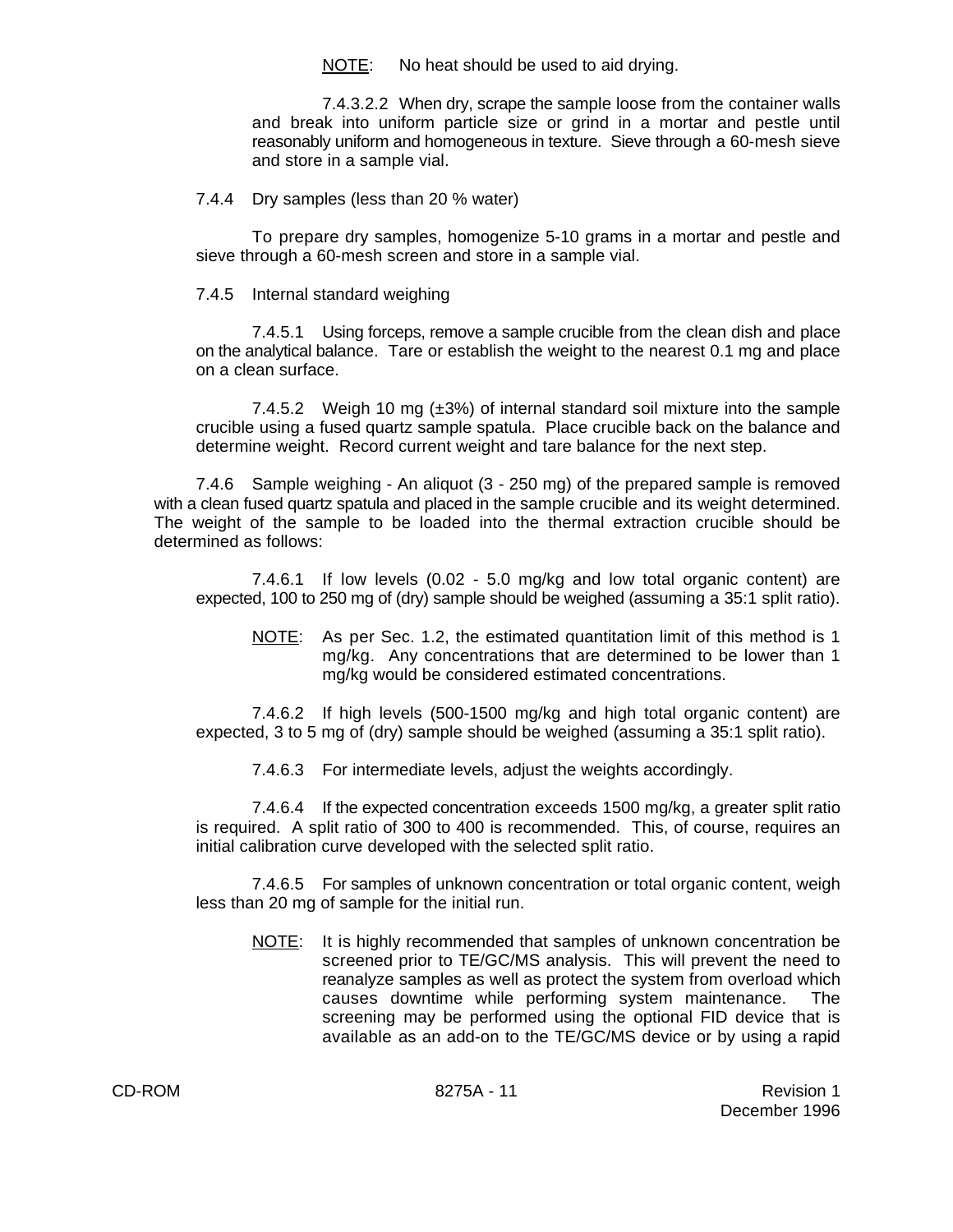NOTE: No heat should be used to aid drying.

7.4.3.2.2 When dry, scrape the sample loose from the container walls and break into uniform particle size or grind in a mortar and pestle until reasonably uniform and homogeneous in texture. Sieve through a 60-mesh sieve and store in a sample vial.

7.4.4 Dry samples (less than 20 % water)

To prepare dry samples, homogenize 5-10 grams in a mortar and pestle and sieve through a 60-mesh screen and store in a sample vial.

7.4.5 Internal standard weighing

7.4.5.1 Using forceps, remove a sample crucible from the clean dish and place on the analytical balance. Tare or establish the weight to the nearest 0.1 mg and place on a clean surface.

7.4.5.2 Weigh 10 mg (±3%) of internal standard soil mixture into the sample crucible using a fused quartz sample spatula. Place crucible back on the balance and determine weight. Record current weight and tare balance for the next step.

7.4.6 Sample weighing - An aliquot (3 - 250 mg) of the prepared sample is removed with a clean fused quartz spatula and placed in the sample crucible and its weight determined. The weight of the sample to be loaded into the thermal extraction crucible should be determined as follows:

7.4.6.1 If low levels (0.02 - 5.0 mg/kg and low total organic content) are expected, 100 to 250 mg of (dry) sample should be weighed (assuming a 35:1 split ratio).

NOTE: As per Sec. 1.2, the estimated quantitation limit of this method is 1 mg/kg. Any concentrations that are determined to be lower than 1 mg/kg would be considered estimated concentrations.

7.4.6.2 If high levels (500-1500 mg/kg and high total organic content) are expected, 3 to 5 mg of (dry) sample should be weighed (assuming a 35:1 split ratio).

7.4.6.3 For intermediate levels, adjust the weights accordingly.

7.4.6.4 If the expected concentration exceeds 1500 mg/kg, a greater split ratio is required. A split ratio of 300 to 400 is recommended. This, of course, requires an initial calibration curve developed with the selected split ratio.

7.4.6.5 For samples of unknown concentration or total organic content, weigh less than 20 mg of sample for the initial run.

NOTE: It is highly recommended that samples of unknown concentration be screened prior to TE/GC/MS analysis. This will prevent the need to reanalyze samples as well as protect the system from overload which causes downtime while performing system maintenance. The screening may be performed using the optional FID device that is available as an add-on to the TE/GC/MS device or by using a rapid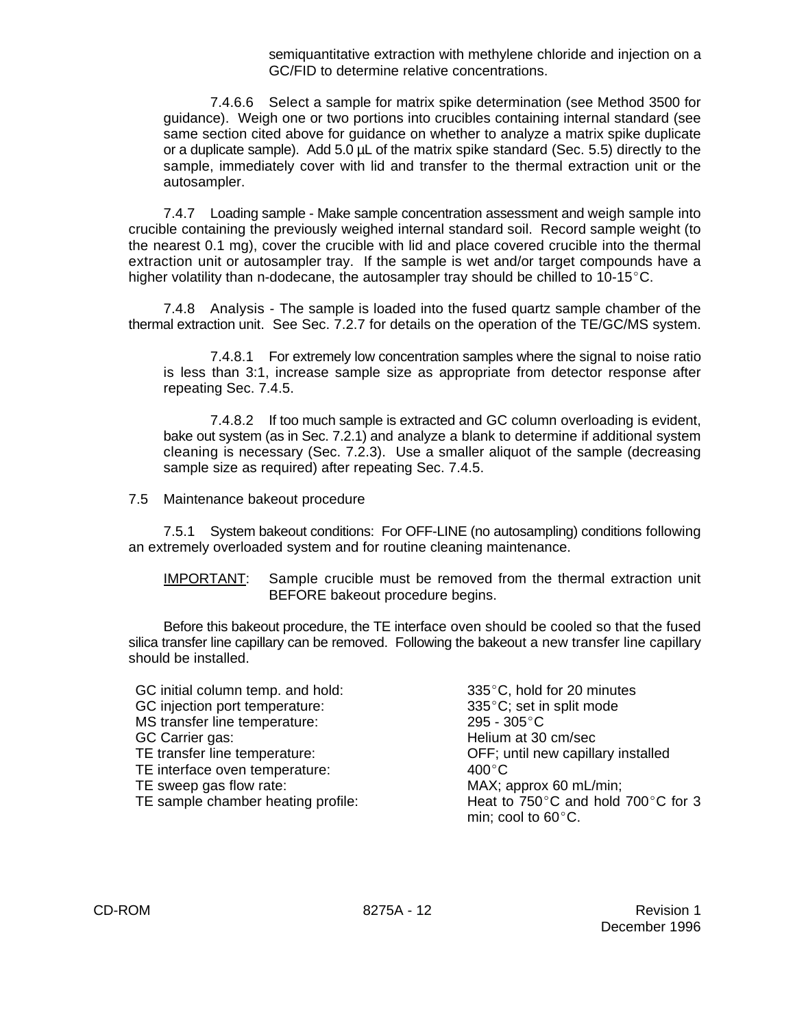semiquantitative extraction with methylene chloride and injection on a GC/FID to determine relative concentrations.

7.4.6.6 Select a sample for matrix spike determination (see Method 3500 for guidance). Weigh one or two portions into crucibles containing internal standard (see same section cited above for guidance on whether to analyze a matrix spike duplicate or a duplicate sample). Add 5.0 µL of the matrix spike standard (Sec. 5.5) directly to the sample, immediately cover with lid and transfer to the thermal extraction unit or the autosampler.

7.4.7 Loading sample - Make sample concentration assessment and weigh sample into crucible containing the previously weighed internal standard soil. Record sample weight (to the nearest 0.1 mg), cover the crucible with lid and place covered crucible into the thermal extraction unit or autosampler tray. If the sample is wet and/or target compounds have a higher volatility than n-dodecane, the autosampler tray should be chilled to 10-15°C.

7.4.8 Analysis - The sample is loaded into the fused quartz sample chamber of the thermal extraction unit. See Sec. 7.2.7 for details on the operation of the TE/GC/MS system.

7.4.8.1 For extremely low concentration samples where the signal to noise ratio is less than 3:1, increase sample size as appropriate from detector response after repeating Sec. 7.4.5.

7.4.8.2 If too much sample is extracted and GC column overloading is evident, bake out system (as in Sec. 7.2.1) and analyze a blank to determine if additional system cleaning is necessary (Sec. 7.2.3). Use a smaller aliquot of the sample (decreasing sample size as required) after repeating Sec. 7.4.5.

7.5 Maintenance bakeout procedure

7.5.1 System bakeout conditions: For OFF-LINE (no autosampling) conditions following an extremely overloaded system and for routine cleaning maintenance.

IMPORTANT: Sample crucible must be removed from the thermal extraction unit BEFORE bakeout procedure begins.

Before this bakeout procedure, the TE interface oven should be cooled so that the fused silica transfer line capillary can be removed. Following the bakeout a new transfer line capillary should be installed.

| | |
|---|---|
| GC initial column temp. and hold: | 335°C, hold for 20 minutes |
| GC injection port temperature: | 335°C; set in split mode |
| MS transfer line temperature: | 295 - 305°C |
| GC Carrier gas: | Helium at 30 cm/sec |
| TE transfer line temperature: | OFF; until new capillary installed |
| TE interface oven temperature: | 400°C |
| TE sweep gas flow rate: | MAX; approx 60 mL/min; |
| TE sample chamber heating profile: | Heat to 750°C and hold 700°C for 3 min; cool to 60°C. |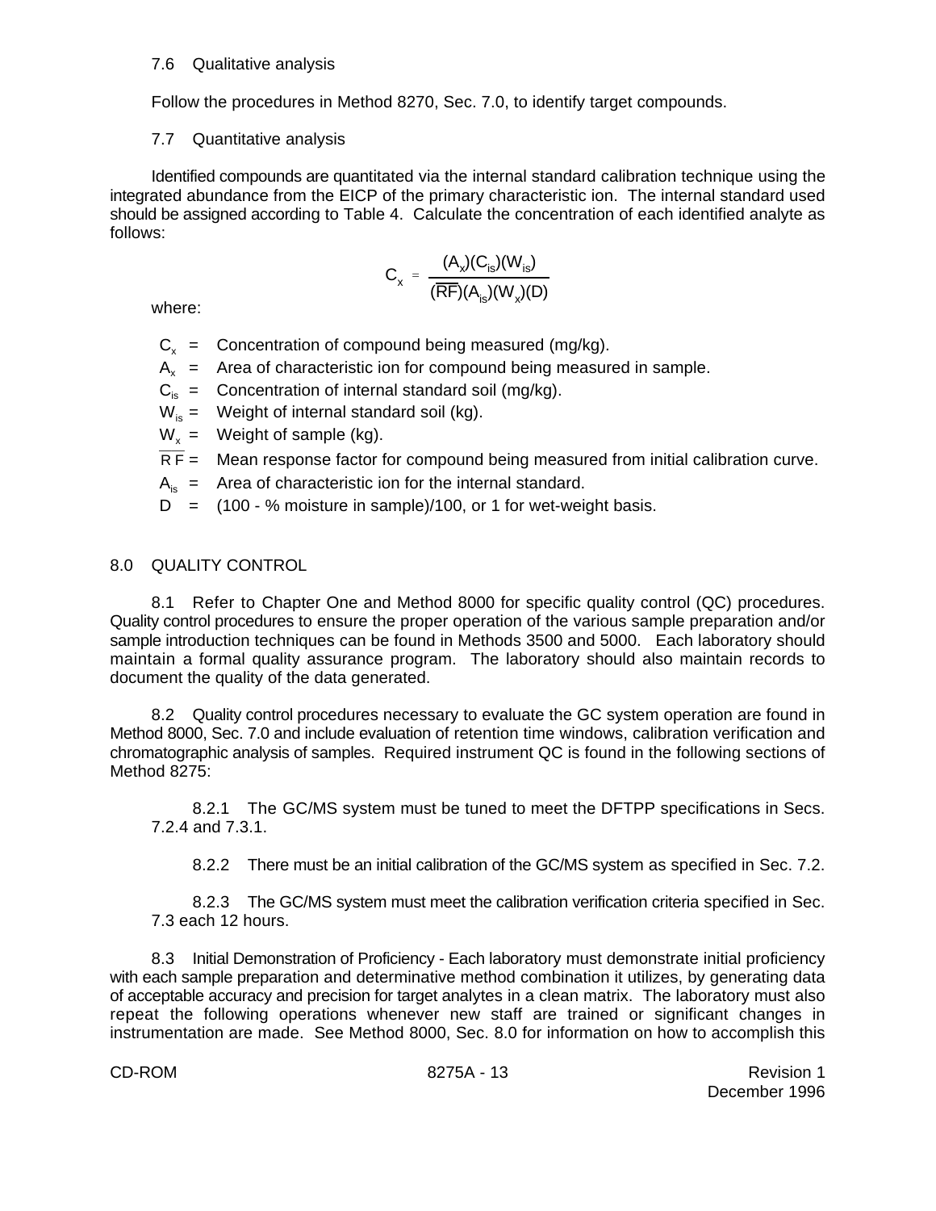7.6 Qualitative analysis

Follow the procedures in Method 8270, Sec. 7.0, to identify target compounds.

7.7 Quantitative analysis

Identified compounds are quantitated via the internal standard calibration technique using the integrated abundance from the EICP of the primary characteristic ion. The internal standard used should be assigned according to Table 4. Calculate the concentration of each identified analyte as follows:

$$C_x = \frac{(A_x)(C_{is})(W_{is})}{(\overline{RF})(A_{is})(W_x)(D)}$$

where:

$C_x$ = Concentration of compound being measured (mg/kg).
$A_x$ = Area of characteristic ion for compound being measured in sample.
$C_{is}$ = Concentration of internal standard soil (mg/kg).
$W_{is}$ = Weight of internal standard soil (kg).
$W_x$ = Weight of sample (kg).
$\overline{RF}$ = Mean response factor for compound being measured from initial calibration curve.
$A_{is}$ = Area of characteristic ion for the internal standard.
$D$ = (100 - % moisture in sample)/100, or 1 for wet-weight basis.

## 8.0 QUALITY CONTROL

8.1 Refer to Chapter One and Method 8000 for specific quality control (QC) procedures. Quality control procedures to ensure the proper operation of the various sample preparation and/or sample introduction techniques can be found in Methods 3500 and 5000. Each laboratory should maintain a formal quality assurance program. The laboratory should also maintain records to document the quality of the data generated.

8.2 Quality control procedures necessary to evaluate the GC system operation are found in Method 8000, Sec. 7.0 and include evaluation of retention time windows, calibration verification and chromatographic analysis of samples. Required instrument QC is found in the following sections of Method 8275:

8.2.1 The GC/MS system must be tuned to meet the DFTPP specifications in Secs. 7.2.4 and 7.3.1.

8.2.2 There must be an initial calibration of the GC/MS system as specified in Sec. 7.2.

8.2.3 The GC/MS system must meet the calibration verification criteria specified in Sec. 7.3 each 12 hours.

8.3 Initial Demonstration of Proficiency - Each laboratory must demonstrate initial proficiency with each sample preparation and determinative method combination it utilizes, by generating data of acceptable accuracy and precision for target analytes in a clean matrix. The laboratory must also repeat the following operations whenever new staff are trained or significant changes in instrumentation are made. See Method 8000, Sec. 8.0 for information on how to accomplish this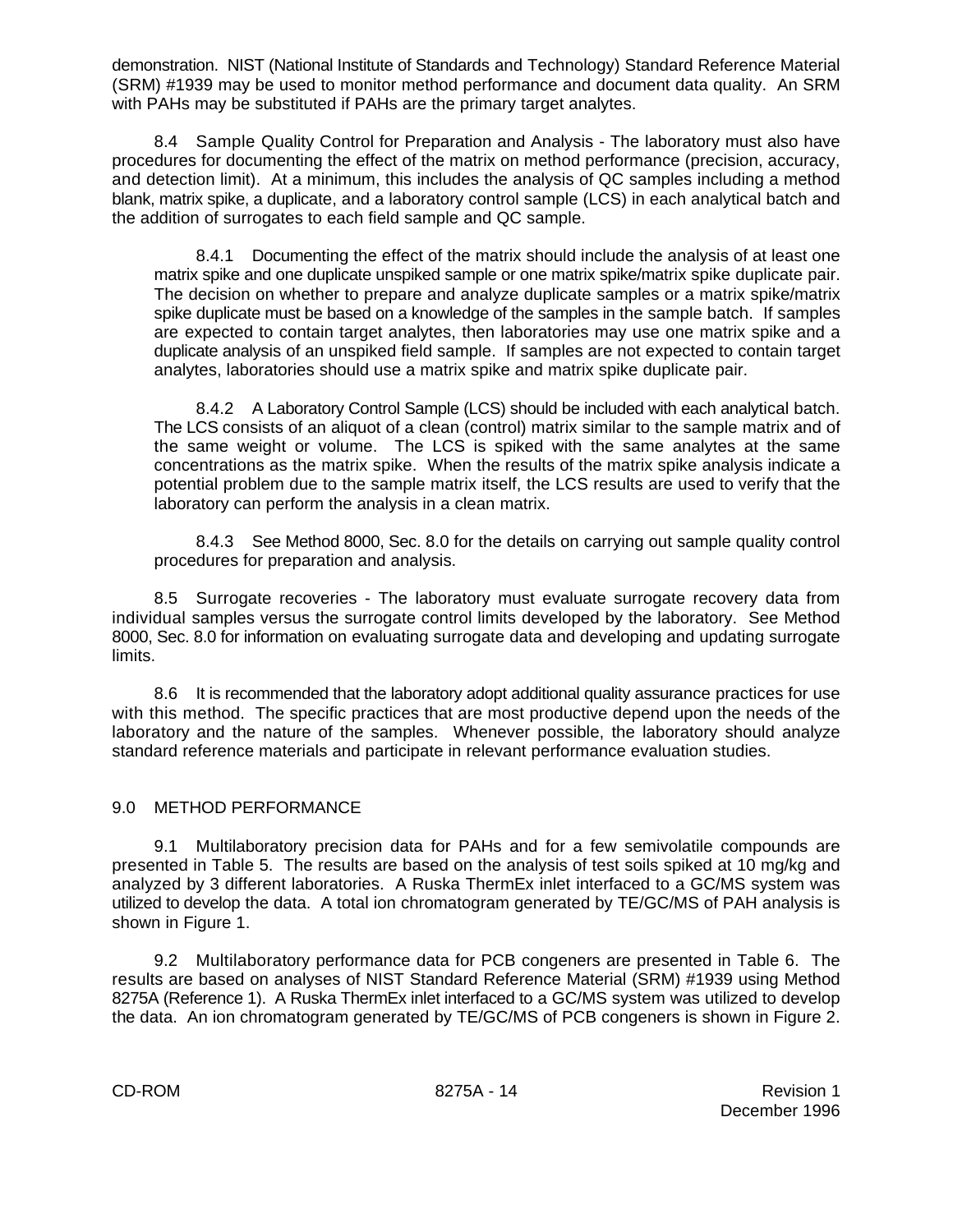demonstration. NIST (National Institute of Standards and Technology) Standard Reference Material (SRM) #1939 may be used to monitor method performance and document data quality. An SRM with PAHs may be substituted if PAHs are the primary target analytes.

8.4 Sample Quality Control for Preparation and Analysis - The laboratory must also have procedures for documenting the effect of the matrix on method performance (precision, accuracy, and detection limit). At a minimum, this includes the analysis of QC samples including a method blank, matrix spike, a duplicate, and a laboratory control sample (LCS) in each analytical batch and the addition of surrogates to each field sample and QC sample.

8.4.1 Documenting the effect of the matrix should include the analysis of at least one matrix spike and one duplicate unspiked sample or one matrix spike/matrix spike duplicate pair. The decision on whether to prepare and analyze duplicate samples or a matrix spike/matrix spike duplicate must be based on a knowledge of the samples in the sample batch. If samples are expected to contain target analytes, then laboratories may use one matrix spike and a duplicate analysis of an unspiked field sample. If samples are not expected to contain target analytes, laboratories should use a matrix spike and matrix spike duplicate pair.

8.4.2 A Laboratory Control Sample (LCS) should be included with each analytical batch. The LCS consists of an aliquot of a clean (control) matrix similar to the sample matrix and of the same weight or volume. The LCS is spiked with the same analytes at the same concentrations as the matrix spike. When the results of the matrix spike analysis indicate a potential problem due to the sample matrix itself, the LCS results are used to verify that the laboratory can perform the analysis in a clean matrix.

8.4.3 See Method 8000, Sec. 8.0 for the details on carrying out sample quality control procedures for preparation and analysis.

8.5 Surrogate recoveries - The laboratory must evaluate surrogate recovery data from individual samples versus the surrogate control limits developed by the laboratory. See Method 8000, Sec. 8.0 for information on evaluating surrogate data and developing and updating surrogate limits.

8.6 It is recommended that the laboratory adopt additional quality assurance practices for use with this method. The specific practices that are most productive depend upon the needs of the laboratory and the nature of the samples. Whenever possible, the laboratory should analyze standard reference materials and participate in relevant performance evaluation studies.

## 9.0 METHOD PERFORMANCE

9.1 Multilaboratory precision data for PAHs and for a few semivolatile compounds are presented in Table 5. The results are based on the analysis of test soils spiked at 10 mg/kg and analyzed by 3 different laboratories. A Ruska ThermEx inlet interfaced to a GC/MS system was utilized to develop the data. A total ion chromatogram generated by TE/GC/MS of PAH analysis is shown in Figure 1.

9.2 Multilaboratory performance data for PCB congeners are presented in Table 6. The results are based on analyses of NIST Standard Reference Material (SRM) #1939 using Method 8275A (Reference 1). A Ruska ThermEx inlet interfaced to a GC/MS system was utilized to develop the data. An ion chromatogram generated by TE/GC/MS of PCB congeners is shown in Figure 2.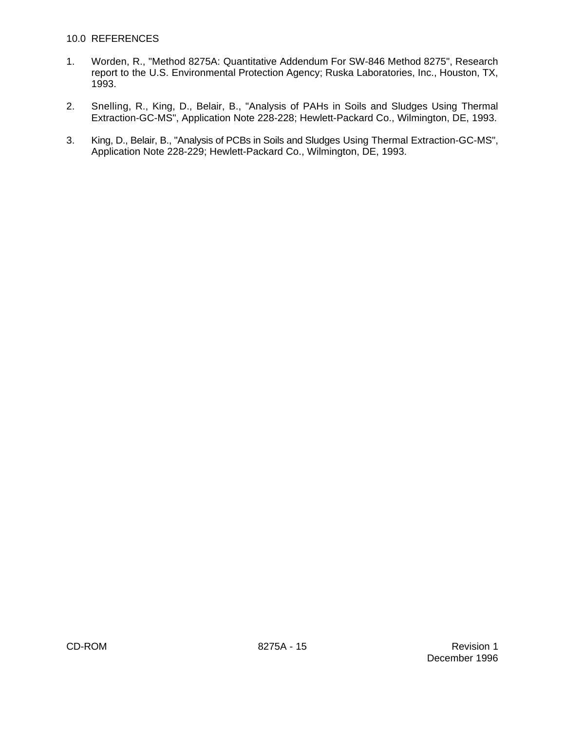## 10.0 REFERENCES

1. Worden, R., "Method 8275A: Quantitative Addendum For SW-846 Method 8275", Research report to the U.S. Environmental Protection Agency; Ruska Laboratories, Inc., Houston, TX, 1993.

2. Snelling, R., King, D., Belair, B., "Analysis of PAHs in Soils and Sludges Using Thermal Extraction-GC-MS", Application Note 228-228; Hewlett-Packard Co., Wilmington, DE, 1993.

3. King, D., Belair, B., "Analysis of PCBs in Soils and Sludges Using Thermal Extraction-GC-MS", Application Note 228-229; Hewlett-Packard Co., Wilmington, DE, 1993.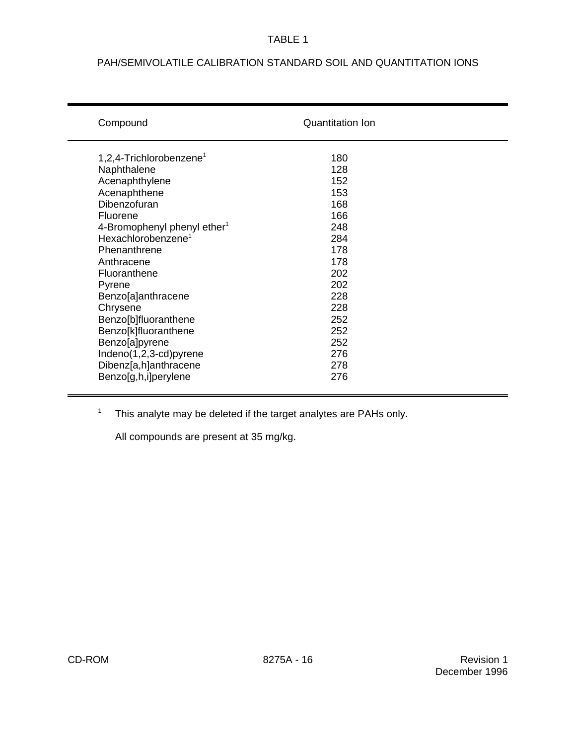TABLE 1

PAH/SEMIVOLATILE CALIBRATION STANDARD SOIL AND QUANTITATION IONS

| Compound | Quantitation Ion |
|---|---|
| 1,2,4-Trichlorobenzene[1] | 180 |
| Naphthalene | 128 |
| Acenaphthylene | 152 |
| Acenaphthene | 153 |
| Dibenzofuran | 168 |
| Fluorene | 166 |
| 4-Bromophenyl phenyl ether[1] | 248 |
| Hexachlorobenzene[1] | 284 |
| Phenanthrene | 178 |
| Anthracene | 178 |
| Fluoranthene | 202 |
| Pyrene | 202 |
| Benzo[a]anthracene | 228 |
| Chrysene | 228 |
| Benzo[b]fluoranthene | 252 |
| Benzo[k]fluoranthene | 252 |
| Benzo[a]pyrene | 252 |
| Indeno(1,2,3-cd)pyrene | 276 |
| Dibenz[a,h]anthracene | 278 |
| Benzo[g,h,i]perylene | 276 |

[1] This analyte may be deleted if the target analytes are PAHs only.

All compounds are present at 35 mg/kg.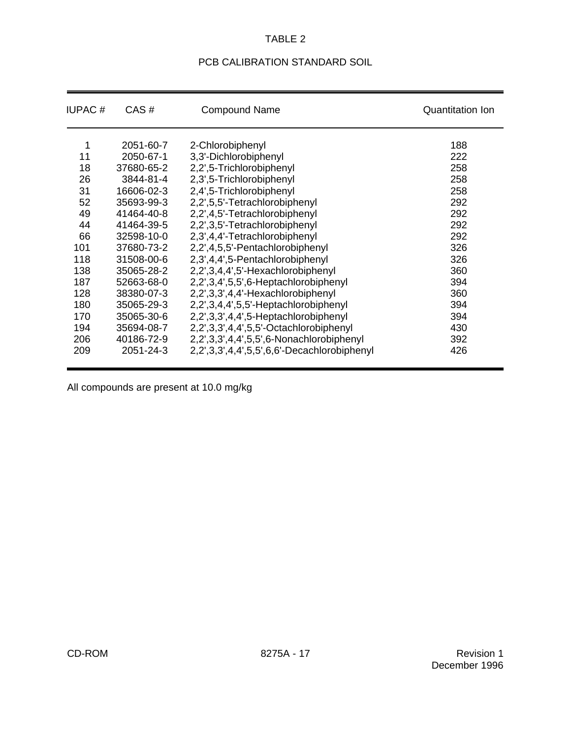TABLE 2

PCB CALIBRATION STANDARD SOIL

| IUPAC # | CAS # | Compound Name | Quantitation Ion |
|---|---|---|---|
| 1 | 2051-60-7 | 2-Chlorobiphenyl | 188 |
| 11 | 2050-67-1 | 3,3'-Dichlorobiphenyl | 222 |
| 18 | 37680-65-2 | 2,2',5-Trichlorobiphenyl | 258 |
| 26 | 3844-81-4 | 2,3',5-Trichlorobiphenyl | 258 |
| 31 | 16606-02-3 | 2,4',5-Trichlorobiphenyl | 258 |
| 52 | 35693-99-3 | 2,2',5,5'-Tetrachlorobiphenyl | 292 |
| 49 | 41464-40-8 | 2,2',4,5'-Tetrachlorobiphenyl | 292 |
| 44 | 41464-39-5 | 2,2',3,5'-Tetrachlorobiphenyl | 292 |
| 66 | 32598-10-0 | 2,3',4,4'-Tetrachlorobiphenyl | 292 |
| 101 | 37680-73-2 | 2,2',4,5,5'-Pentachlorobiphenyl | 326 |
| 118 | 31508-00-6 | 2,3',4,4',5-Pentachlorobiphenyl | 326 |
| 138 | 35065-28-2 | 2,2',3,4,4',5'-Hexachlorobiphenyl | 360 |
| 187 | 52663-68-0 | 2,2',3,4',5,5',6-Heptachlorobiphenyl | 394 |
| 128 | 38380-07-3 | 2,2',3,3',4,4'-Hexachlorobiphenyl | 360 |
| 180 | 35065-29-3 | 2,2',3,4,4',5,5'-Heptachlorobiphenyl | 394 |
| 170 | 35065-30-6 | 2,2',3,3',4,4',5-Heptachlorobiphenyl | 394 |
| 194 | 35694-08-7 | 2,2',3,3',4,4',5,5'-Octachlorobiphenyl | 430 |
| 206 | 40186-72-9 | 2,2',3,3',4,4',5,5',6-Nonachlorobiphenyl | 392 |
| 209 | 2051-24-3 | 2,2',3,3',4,4',5,5',6,6'-Decachlorobiphenyl | 426 |

All compounds are present at 10.0 mg/kg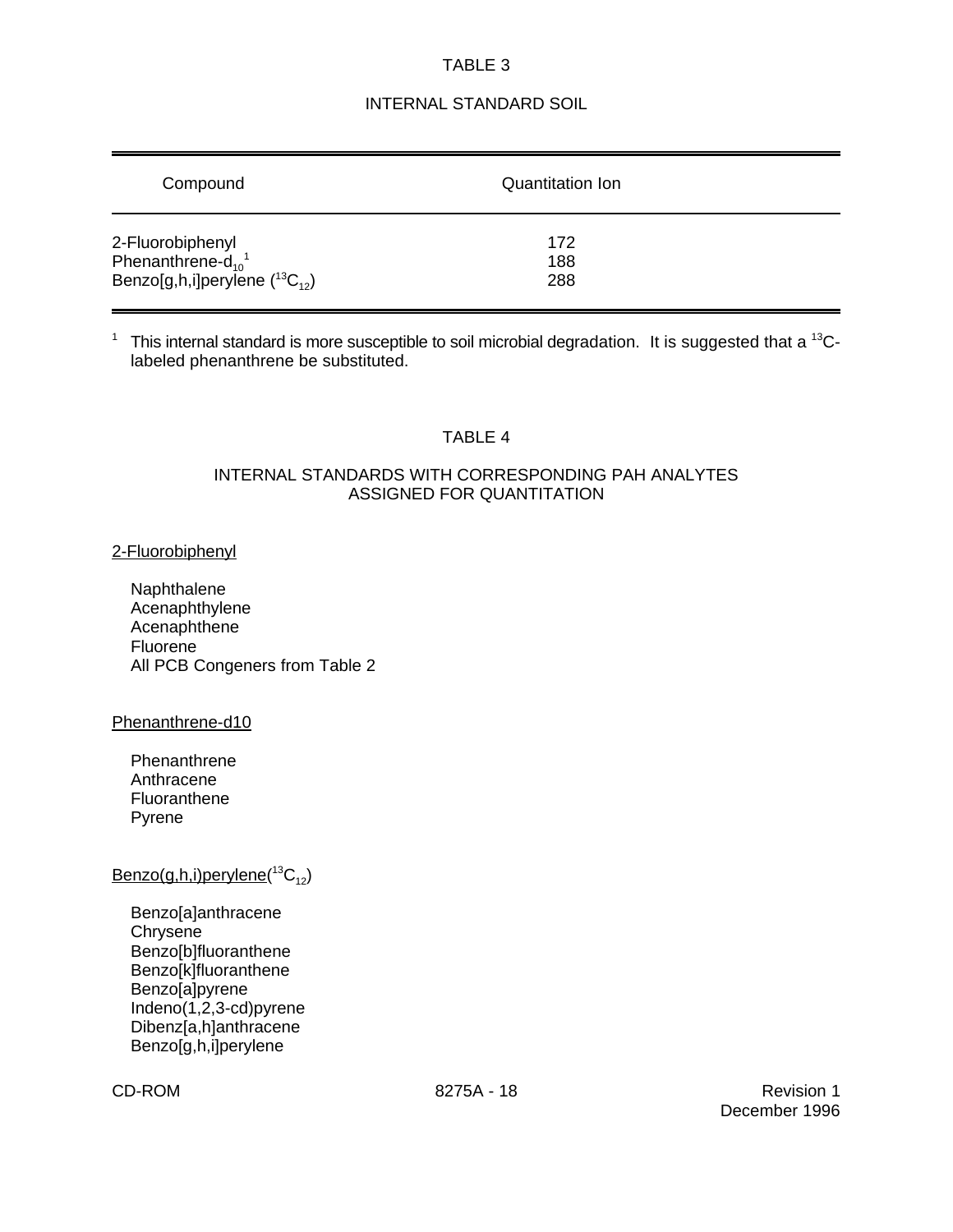## TABLE 3

## INTERNAL STANDARD SOIL

| Compound | Quantitation Ion |
| --- | --- |
| 2-Fluorobiphenyl | 172 |
| Phenanthrene-$d_{10}$[1] | 188 |
| Benzo[g,h,i]perylene ($^{13}C_{12}$) | 288 |

[1] This internal standard is more susceptible to soil microbial degradation. It is suggested that a $^{13}C$-labeled phenanthrene be substituted.

## TABLE 4

## INTERNAL STANDARDS WITH CORRESPONDING PAH ANALYTES ASSIGNED FOR QUANTITATION

2-Fluorobiphenyl

- Naphthalene
- Acenaphthylene
- Acenaphthene
- Fluorene
- All PCB Congeners from Table 2

Phenanthrene-d10

- Phenanthrene
- Anthracene
- Fluoranthene
- Pyrene

Benzo(g,h,i)perylene($^{13}C_{12}$)

- Benzo[a]anthracene
- Chrysene
- Benzo[b]fluoranthene
- Benzo[k]fluoranthene
- Benzo[a]pyrene
- Indeno(1,2,3-cd)pyrene
- Dibenz[a,h]anthracene
- Benzo[g,h,i]perylene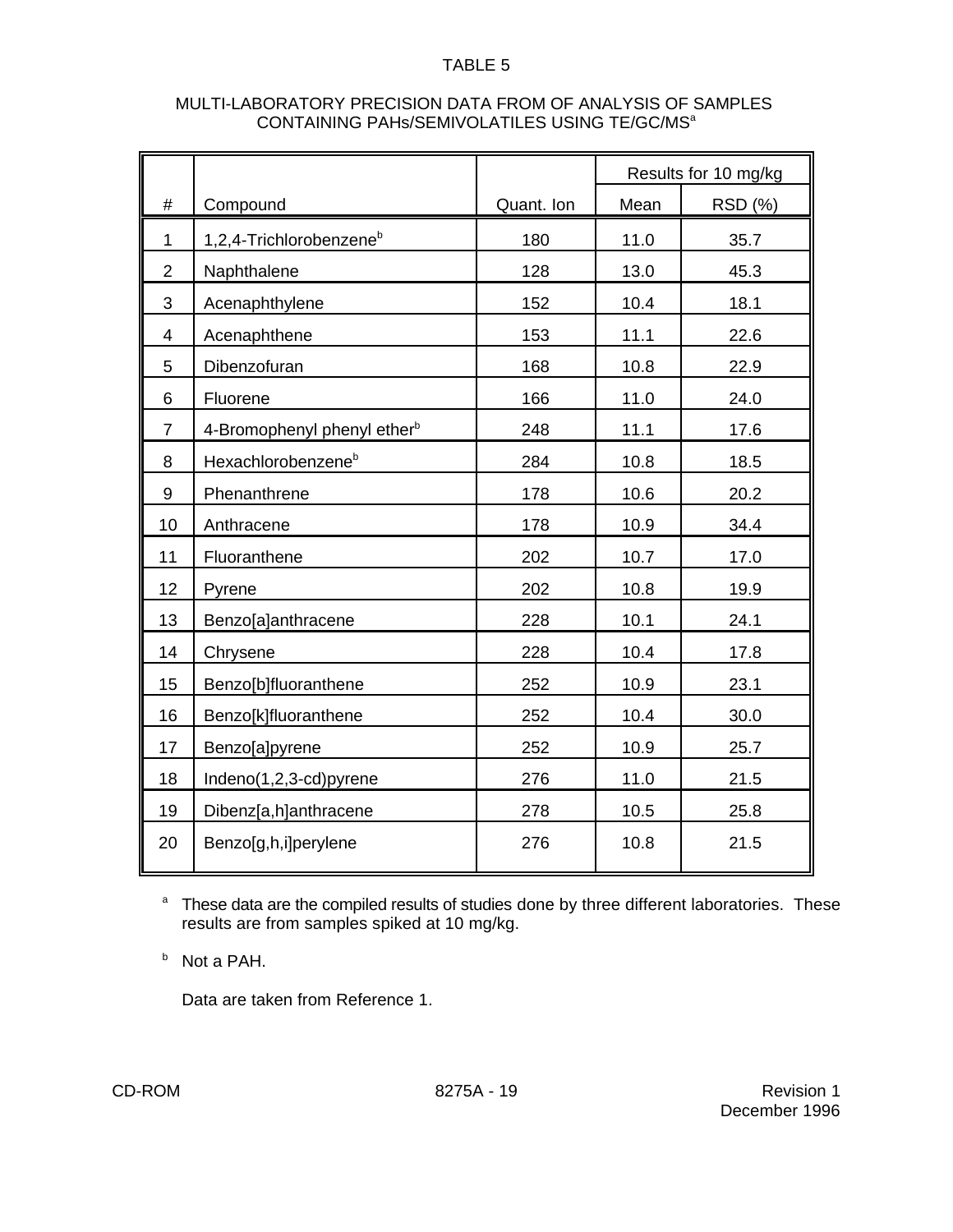TABLE 5

MULTI-LABORATORY PRECISION DATA FROM OF ANALYSIS OF SAMPLES CONTAINING PAHs/SEMIVOLATILES USING TE/GC/MS[a]

| # | Compound | Quant. Ion | Results for 10 mg/kg | |
|---|---|---|---|---|
| | | | Mean | RSD (%) |
| 1 | 1,2,4-Trichlorobenzene[b] | 180 | 11.0 | 35.7 |
| 2 | Naphthalene | 128 | 13.0 | 45.3 |
| 3 | Acenaphthylene | 152 | 10.4 | 18.1 |
| 4 | Acenaphthene | 153 | 11.1 | 22.6 |
| 5 | Dibenzofuran | 168 | 10.8 | 22.9 |
| 6 | Fluorene | 166 | 11.0 | 24.0 |
| 7 | 4-Bromophenyl phenyl ether[b] | 248 | 11.1 | 17.6 |
| 8 | Hexachlorobenzene[b] | 284 | 10.8 | 18.5 |
| 9 | Phenanthrene | 178 | 10.6 | 20.2 |
| 10 | Anthracene | 178 | 10.9 | 34.4 |
| 11 | Fluoranthene | 202 | 10.7 | 17.0 |
| 12 | Pyrene | 202 | 10.8 | 19.9 |
| 13 | Benzo[a]anthracene | 228 | 10.1 | 24.1 |
| 14 | Chrysene | 228 | 10.4 | 17.8 |
| 15 | Benzo[b]fluoranthene | 252 | 10.9 | 23.1 |
| 16 | Benzo[k]fluoranthene | 252 | 10.4 | 30.0 |
| 17 | Benzo[a]pyrene | 252 | 10.9 | 25.7 |
| 18 | Indeno(1,2,3-cd)pyrene | 276 | 11.0 | 21.5 |
| 19 | Dibenz[a,h]anthracene | 278 | 10.5 | 25.8 |
| 20 | Benzo[g,h,i]perylene | 276 | 10.8 | 21.5 |

[a] These data are the compiled results of studies done by three different laboratories. These results are from samples spiked at 10 mg/kg.

[b] Not a PAH.

Data are taken from Reference 1.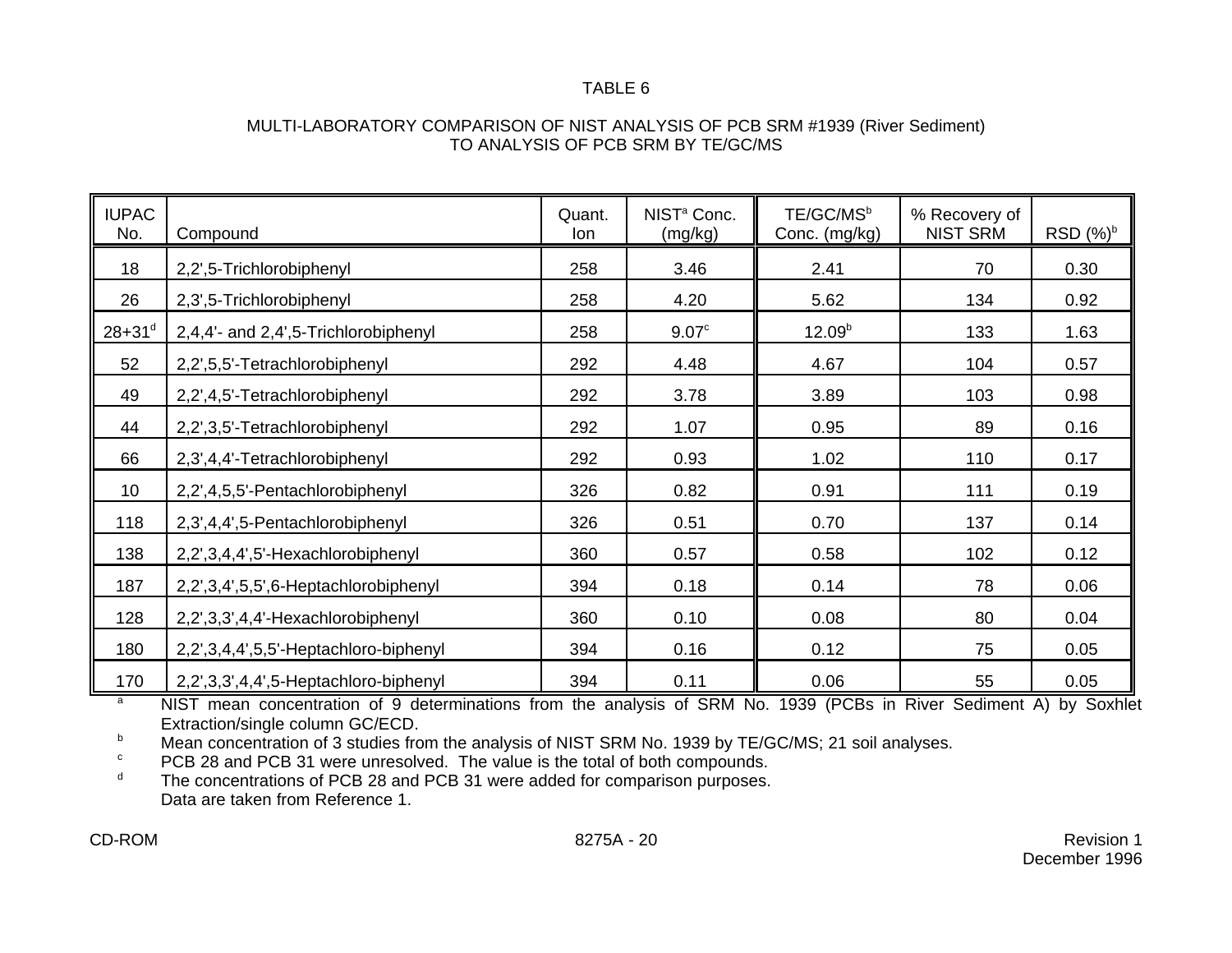# TABLE 6

## MULTI-LABORATORY COMPARISON OF NIST ANALYSIS OF PCB SRM #1939 (River Sediment) TO ANALYSIS OF PCB SRM BY TE/GC/MS

| IUPAC No. | Compound | Quant. Ion | NIST[a] Conc. (mg/kg) | TE/GC/MS[b] Conc. (mg/kg) | % Recovery of NIST SRM | RSD (%)[b] |
|---|---|---|---|---|---|---|
| 18 | 2,2',5-Trichlorobiphenyl | 258 | 3.46 | 2.41 | 70 | 0.30 |
| 26 | 2,3',5-Trichlorobiphenyl | 258 | 4.20 | 5.62 | 134 | 0.92 |
| 28+31[d] | 2,4,4'- and 2,4',5-Trichlorobiphenyl | 258 | 9.07[c] | 12.09[b] | 133 | 1.63 |
| 52 | 2,2',5,5'-Tetrachlorobiphenyl | 292 | 4.48 | 4.67 | 104 | 0.57 |
| 49 | 2,2',4,5'-Tetrachlorobiphenyl | 292 | 3.78 | 3.89 | 103 | 0.98 |
| 44 | 2,2',3,5'-Tetrachlorobiphenyl | 292 | 1.07 | 0.95 | 89 | 0.16 |
| 66 | 2,3',4,4'-Tetrachlorobiphenyl | 292 | 0.93 | 1.02 | 110 | 0.17 |
| 10 | 2,2',4,5,5'-Pentachlorobiphenyl | 326 | 0.82 | 0.91 | 111 | 0.19 |
| 118 | 2,3',4,4',5-Pentachlorobiphenyl | 326 | 0.51 | 0.70 | 137 | 0.14 |
| 138 | 2,2',3,4,4',5'-Hexachlorobiphenyl | 360 | 0.57 | 0.58 | 102 | 0.12 |
| 187 | 2,2',3,4',5,5',6-Heptachlorobiphenyl | 394 | 0.18 | 0.14 | 78 | 0.06 |
| 128 | 2,2',3,3',4,4'-Hexachlorobiphenyl | 360 | 0.10 | 0.08 | 80 | 0.04 |
| 180 | 2,2',3,4,4',5,5'-Heptachloro-biphenyl | 394 | 0.16 | 0.12 | 75 | 0.05 |
| 170 | 2,2',3,3',4,4',5-Heptachloro-biphenyl | 394 | 0.11 | 0.06 | 55 | 0.05 |

[a] NIST mean concentration of 9 determinations from the analysis of SRM No. 1939 (PCBs in River Sediment A) by Soxhlet Extraction/single column GC/ECD.

[b] Mean concentration of 3 studies from the analysis of NIST SRM No. 1939 by TE/GC/MS; 21 soil analyses.

[c] PCB 28 and PCB 31 were unresolved. The value is the total of both compounds.

[d] The concentrations of PCB 28 and PCB 31 were added for comparison purposes.

Data are taken from Reference 1.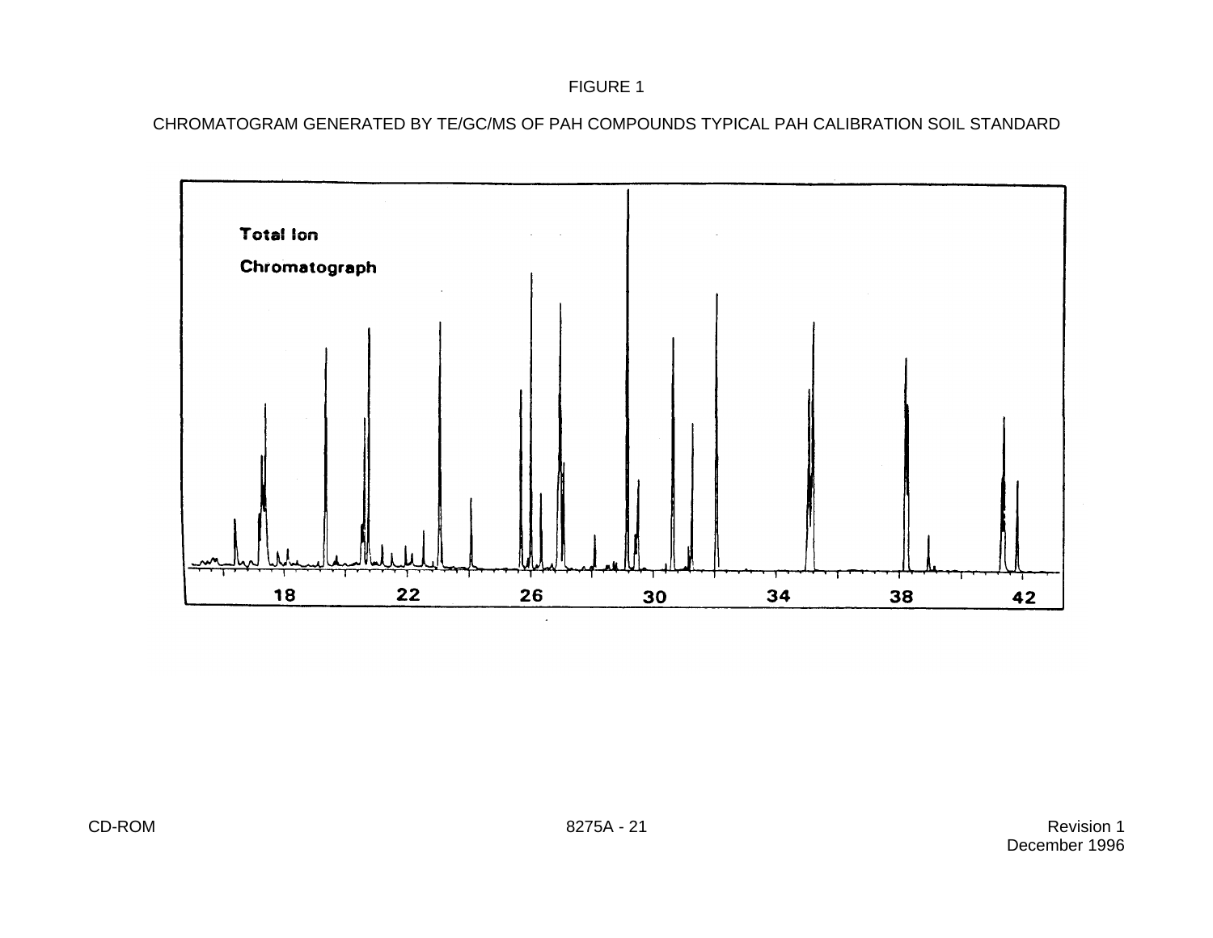FIGURE 1

CHROMATOGRAM GENERATED BY TE/GC/MS OF PAH COMPOUNDS TYPICAL PAH CALIBRATION SOIL STANDARD

Total Ion

Chromatograph

18 22 26 30 34 38 42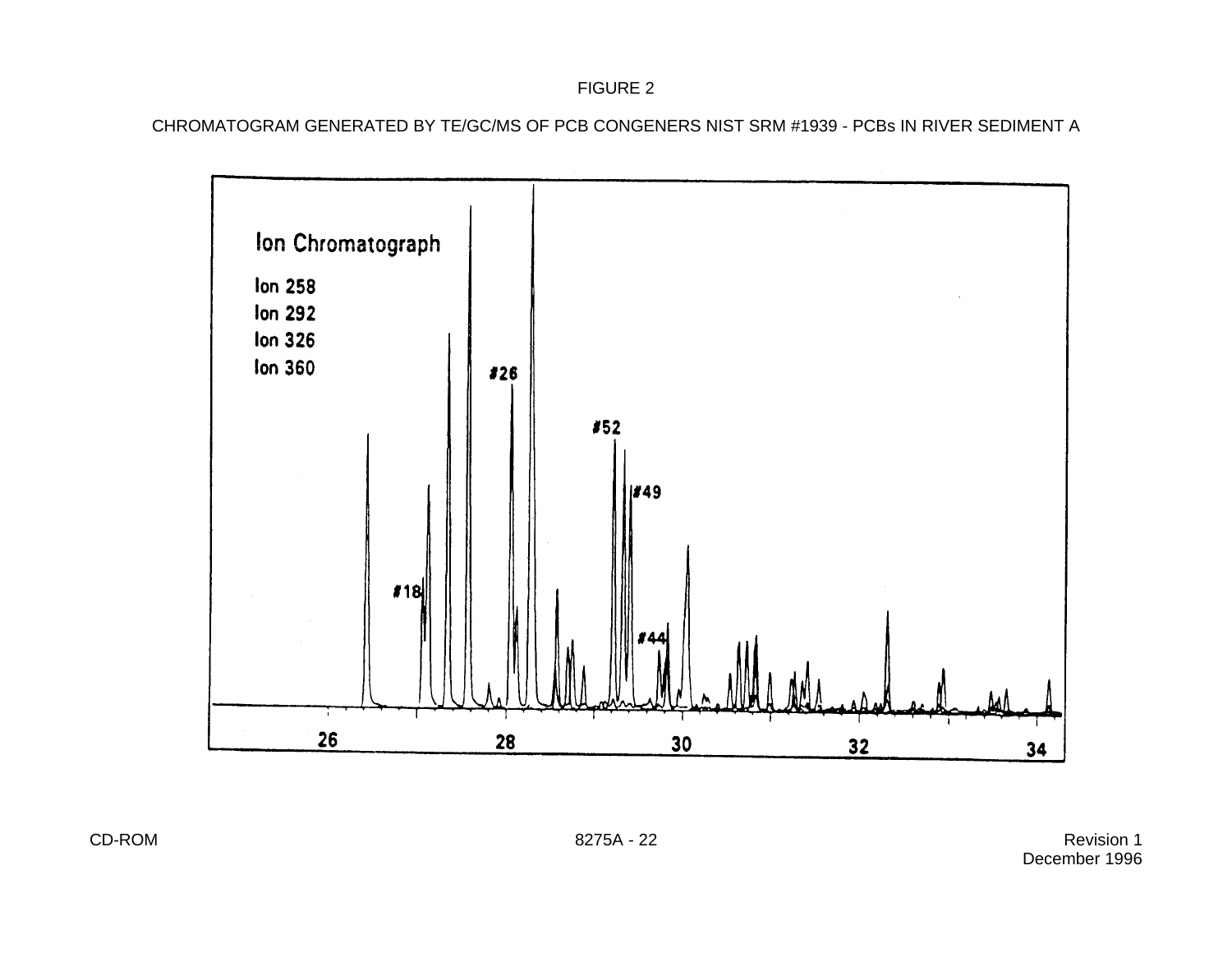FIGURE 2

CHROMATOGRAM GENERATED BY TE/GC/MS OF PCB CONGENERS NIST SRM #1939 - PCBs IN RIVER SEDIMENT A

Ion Chromatograph

Ion 258
Ion 292
Ion 326
Ion 360

#18, #26, #52, #49, #44

26 28 30 32 34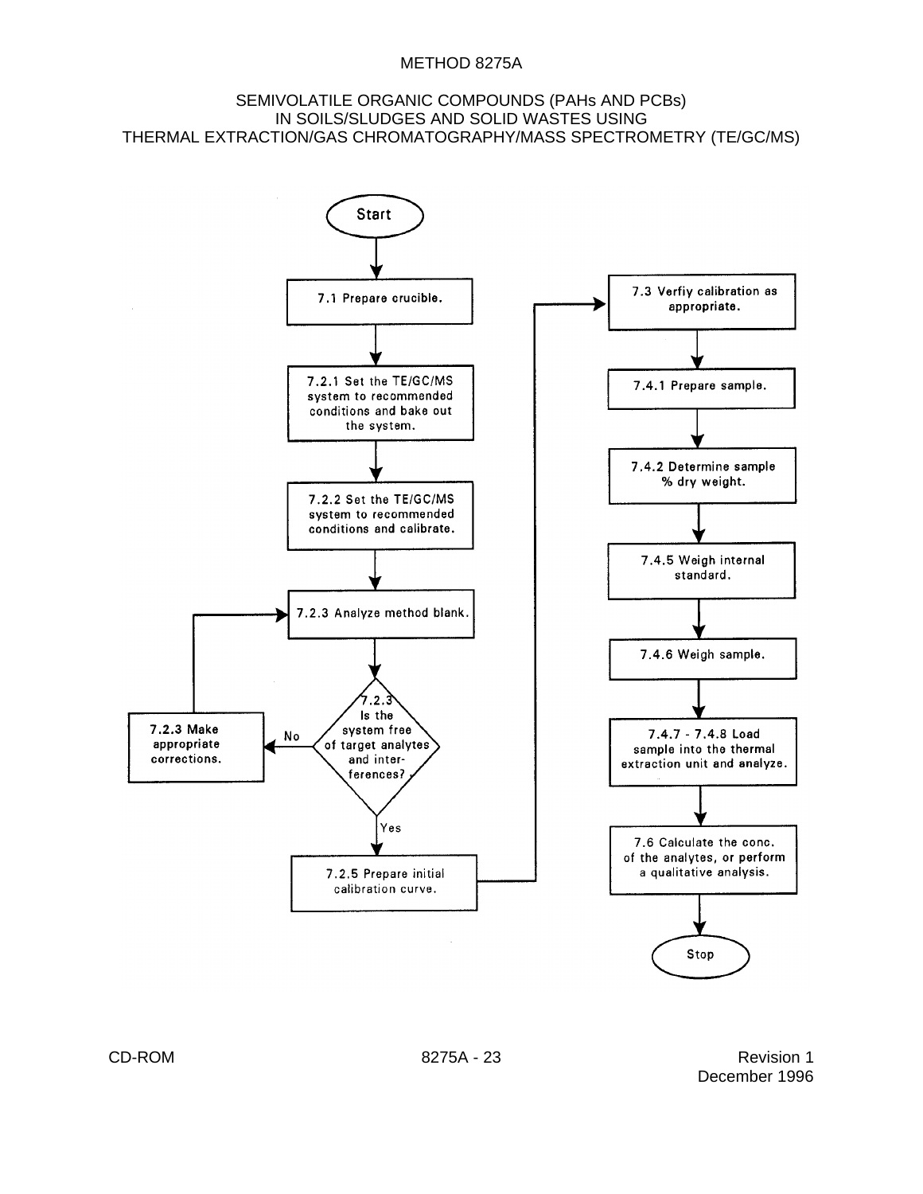METHOD 8275A

SEMIVOLATILE ORGANIC COMPOUNDS (PAHs AND PCBs)
IN SOILS/SLUDGES AND SOLID WASTES USING
THERMAL EXTRACTION/GAS CHROMATOGRAPHY/MASS SPECTROMETRY (TE/GC/MS)

Start

7.1 Prepare crucible.

7.2.1 Set the TE/GC/MS system to recommended conditions and bake out the system.

7.2.2 Set the TE/GC/MS system to recommended conditions and calibrate.

7.2.3 Analyze method blank.

7.2.3 Is the system free of target analytes and interferences?

No

7.2.3 Make appropriate corrections.

Yes

7.2.5 Prepare initial calibration curve.

7.3 Verfiy calibration as appropriate.

7.4.1 Prepare sample.

7.4.2 Determine sample % dry weight.

7.4.5 Weigh internal standard.

7.4.6 Weigh sample.

7.4.7 - 7.4.8 Load sample into the thermal extraction unit and analyze.

7.6 Calculate the conc. of the analytes, or perform a qualitative analysis.

Stop